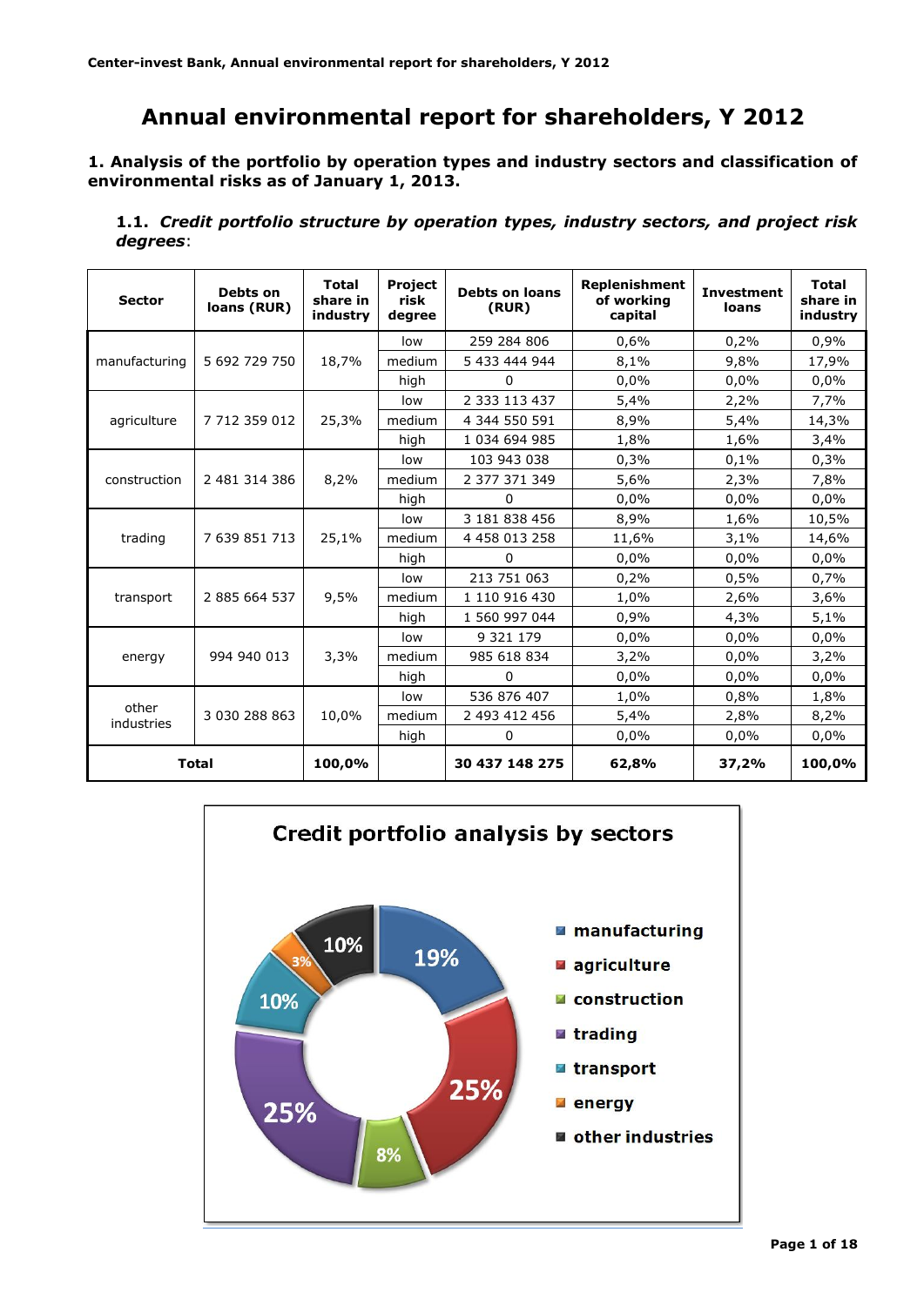# Annual environmental report for shareholders, Y 2012

**1. Analysis of the portfolio by operation types and industry sectors and classification of environmental risks as of January 1, 2013.**

**1.1.** ***Credit portfolio structure by operation types, industry sectors, and project risk degrees***:

| Sector | Debts on loans (RUR) | Total share in industry | Project risk degree | Debts on loans (RUR) | Replenishment of working capital | Investment loans | Total share in industry |
|---|---|---|---|---|---|---|---|
| manufacturing | 5 692 729 750 | 18,7% | low | 259 284 806 | 0,6% | 0,2% | 0,9% |
| | | | medium | 5 433 444 944 | 8,1% | 9,8% | 17,9% |
| | | | high | 0 | 0,0% | 0,0% | 0,0% |
| agriculture | 7 712 359 012 | 25,3% | low | 2 333 113 437 | 5,4% | 2,2% | 7,7% |
| | | | medium | 4 344 550 591 | 8,9% | 5,4% | 14,3% |
| | | | high | 1 034 694 985 | 1,8% | 1,6% | 3,4% |
| construction | 2 481 314 386 | 8,2% | low | 103 943 038 | 0,3% | 0,1% | 0,3% |
| | | | medium | 2 377 371 349 | 5,6% | 2,3% | 7,8% |
| | | | high | 0 | 0,0% | 0,0% | 0,0% |
| trading | 7 639 851 713 | 25,1% | low | 3 181 838 456 | 8,9% | 1,6% | 10,5% |
| | | | medium | 4 458 013 258 | 11,6% | 3,1% | 14,6% |
| | | | high | 0 | 0,0% | 0,0% | 0,0% |
| transport | 2 885 664 537 | 9,5% | low | 213 751 063 | 0,2% | 0,5% | 0,7% |
| | | | medium | 1 110 916 430 | 1,0% | 2,6% | 3,6% |
| | | | high | 1 560 997 044 | 0,9% | 4,3% | 5,1% |
| energy | 994 940 013 | 3,3% | low | 9 321 179 | 0,0% | 0,0% | 0,0% |
| | | | medium | 985 618 834 | 3,2% | 0,0% | 3,2% |
| | | | high | 0 | 0,0% | 0,0% | 0,0% |
| other industries | 3 030 288 863 | 10,0% | low | 536 876 407 | 1,0% | 0,8% | 1,8% |
| | | | medium | 2 493 412 456 | 5,4% | 2,8% | 8,2% |
| | | | high | 0 | 0,0% | 0,0% | 0,0% |
| **Total** | | **100,0%** | | **30 437 148 275** | **62,8%** | **37,2%** | **100,0%** |

**Credit portfolio analysis by sectors**

| Sector | Share |
|---|---|
| manufacturing | 19% |
| agriculture | 25% |
| construction | 8% |
| trading | 25% |
| transport | 10% |
| energy | 3% |
| other industries | 10% |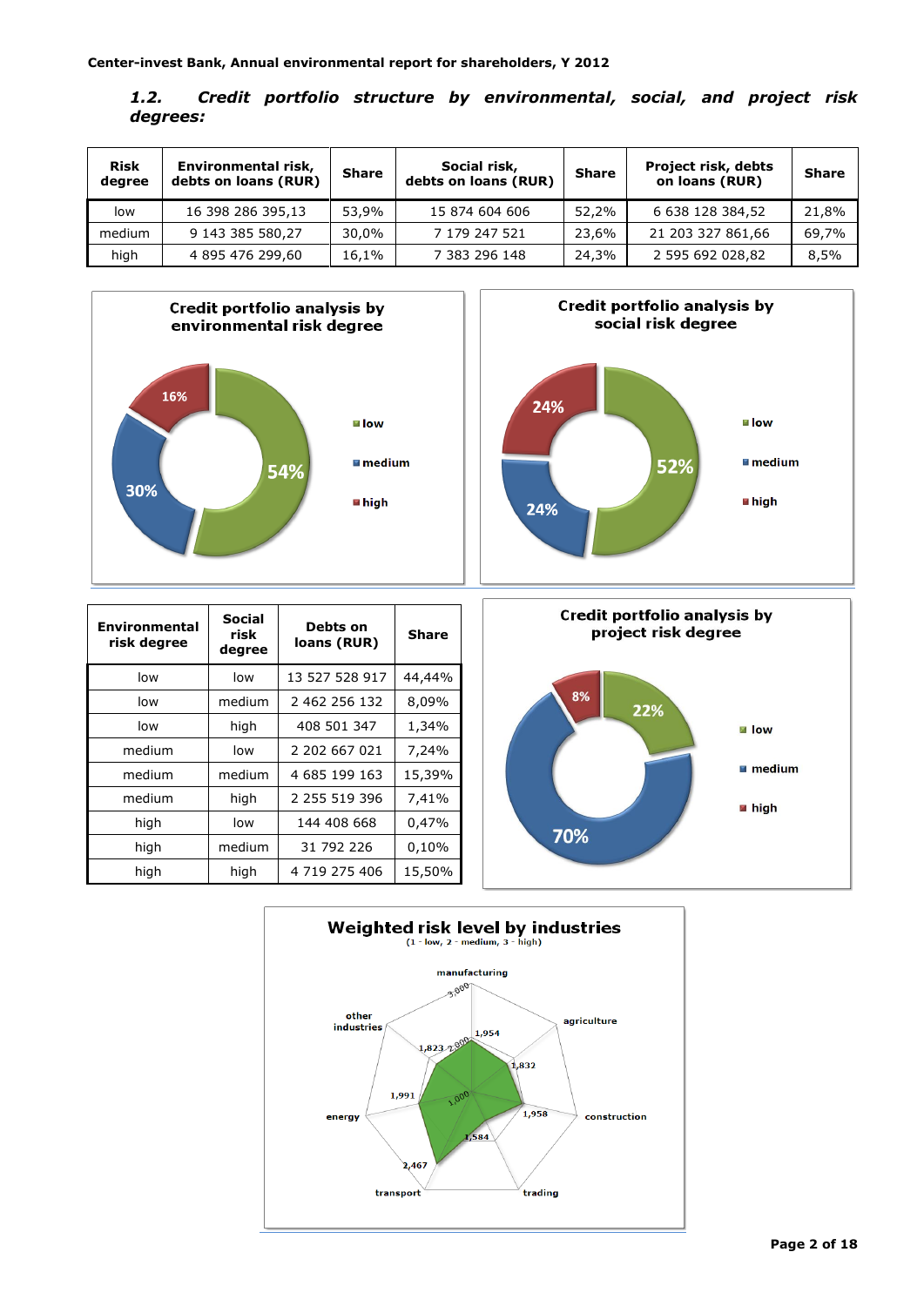### 1.2. Credit portfolio structure by environmental, social, and project risk degrees:

| Risk degree | Environmental risk, debts on loans (RUR) | Share | Social risk, debts on loans (RUR) | Share | Project risk, debts on loans (RUR) | Share |
|---|---|---|---|---|---|---|
| low | 16 398 286 395,13 | 53,9% | 15 874 604 606 | 52,2% | 6 638 128 384,52 | 21,8% |
| medium | 9 143 385 580,27 | 30,0% | 7 179 247 521 | 23,6% | 21 203 327 861,66 | 69,7% |
| high | 4 895 476 299,60 | 16,1% | 7 383 296 148 | 24,3% | 2 595 692 028,82 | 8,5% |

**Credit portfolio analysis by environmental risk degree**

- low: 54%
- medium: 30%
- high: 16%

**Credit portfolio analysis by social risk degree**

- low: 52%
- medium: 24%
- high: 24%

| Environmental risk degree | Social risk degree | Debts on loans (RUR) | Share |
|---|---|---|---|
| low | low | 13 527 528 917 | 44,44% |
| low | medium | 2 462 256 132 | 8,09% |
| low | high | 408 501 347 | 1,34% |
| medium | low | 2 202 667 021 | 7,24% |
| medium | medium | 4 685 199 163 | 15,39% |
| medium | high | 2 255 519 396 | 7,41% |
| high | low | 144 408 668 | 0,47% |
| high | medium | 31 792 226 | 0,10% |
| high | high | 4 719 275 406 | 15,50% |

**Credit portfolio analysis by project risk degree**

- low: 22%
- medium: 70%
- high: 8%

**Weighted risk level by industries**
(1 - low, 2 - medium, 3 - high)

- manufacturing: 1,954
- agriculture: 1,832
- construction: 1,958
- trading: 1,584
- transport: 2,467
- energy: 1,991
- other industries: 1,823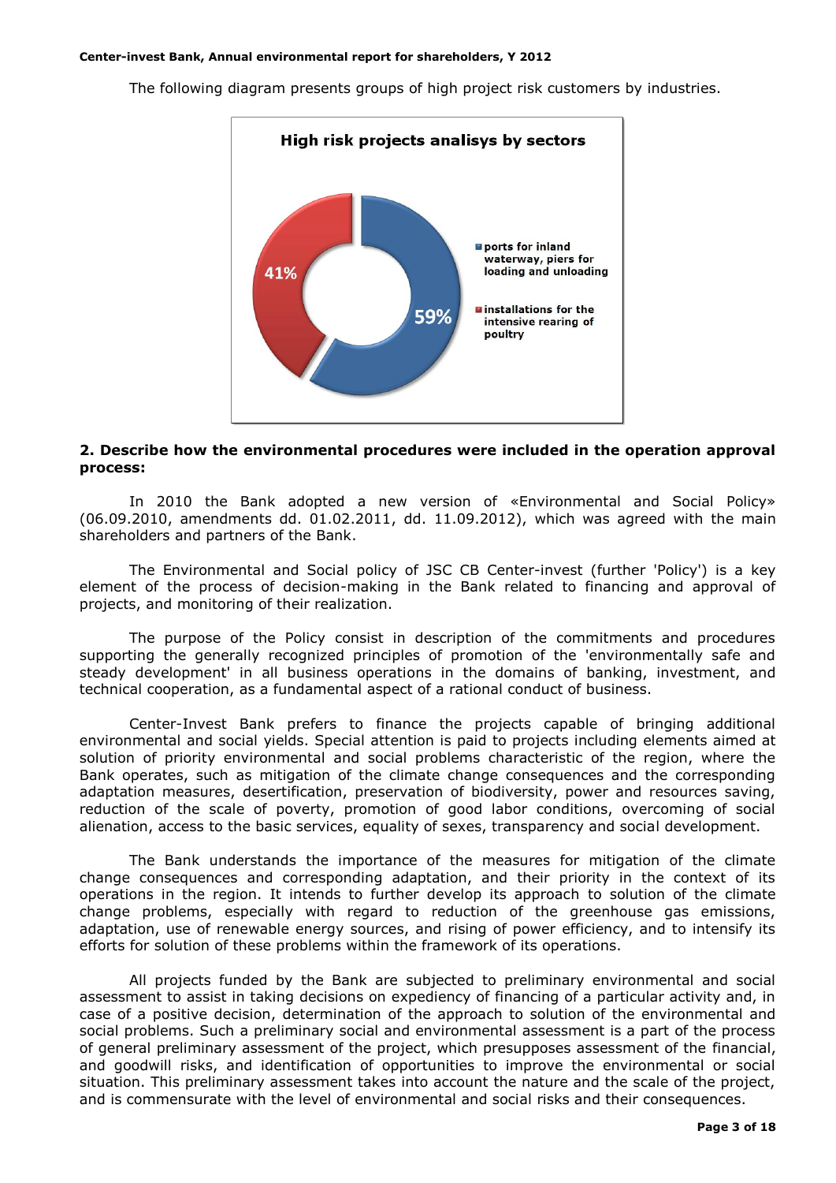The following diagram presents groups of high project risk customers by industries.

**High risk projects analisys by sectors**

- ports for inland waterway, piers for loading and unloading – 59%
- installations for the intensive rearing of poultry – 41%

### 2. Describe how the environmental procedures were included in the operation approval process:

In 2010 the Bank adopted a new version of «Environmental and Social Policy» (06.09.2010, amendments dd. 01.02.2011, dd. 11.09.2012), which was agreed with the main shareholders and partners of the Bank.

The Environmental and Social policy of JSC CB Center-invest (further 'Policy') is a key element of the process of decision-making in the Bank related to financing and approval of projects, and monitoring of their realization.

The purpose of the Policy consist in description of the commitments and procedures supporting the generally recognized principles of promotion of the 'environmentally safe and steady development' in all business operations in the domains of banking, investment, and technical cooperation, as a fundamental aspect of a rational conduct of business.

Center-Invest Bank prefers to finance the projects capable of bringing additional environmental and social yields. Special attention is paid to projects including elements aimed at solution of priority environmental and social problems characteristic of the region, where the Bank operates, such as mitigation of the climate change consequences and the corresponding adaptation measures, desertification, preservation of biodiversity, power and resources saving, reduction of the scale of poverty, promotion of good labor conditions, overcoming of social alienation, access to the basic services, equality of sexes, transparency and social development.

The Bank understands the importance of the measures for mitigation of the climate change consequences and corresponding adaptation, and their priority in the context of its operations in the region. It intends to further develop its approach to solution of the climate change problems, especially with regard to reduction of the greenhouse gas emissions, adaptation, use of renewable energy sources, and rising of power efficiency, and to intensify its efforts for solution of these problems within the framework of its operations.

All projects funded by the Bank are subjected to preliminary environmental and social assessment to assist in taking decisions on expediency of financing of a particular activity and, in case of a positive decision, determination of the approach to solution of the environmental and social problems. Such a preliminary social and environmental assessment is a part of the process of general preliminary assessment of the project, which presupposes assessment of the financial, and goodwill risks, and identification of opportunities to improve the environmental or social situation. This preliminary assessment takes into account the nature and the scale of the project, and is commensurate with the level of environmental and social risks and their consequences.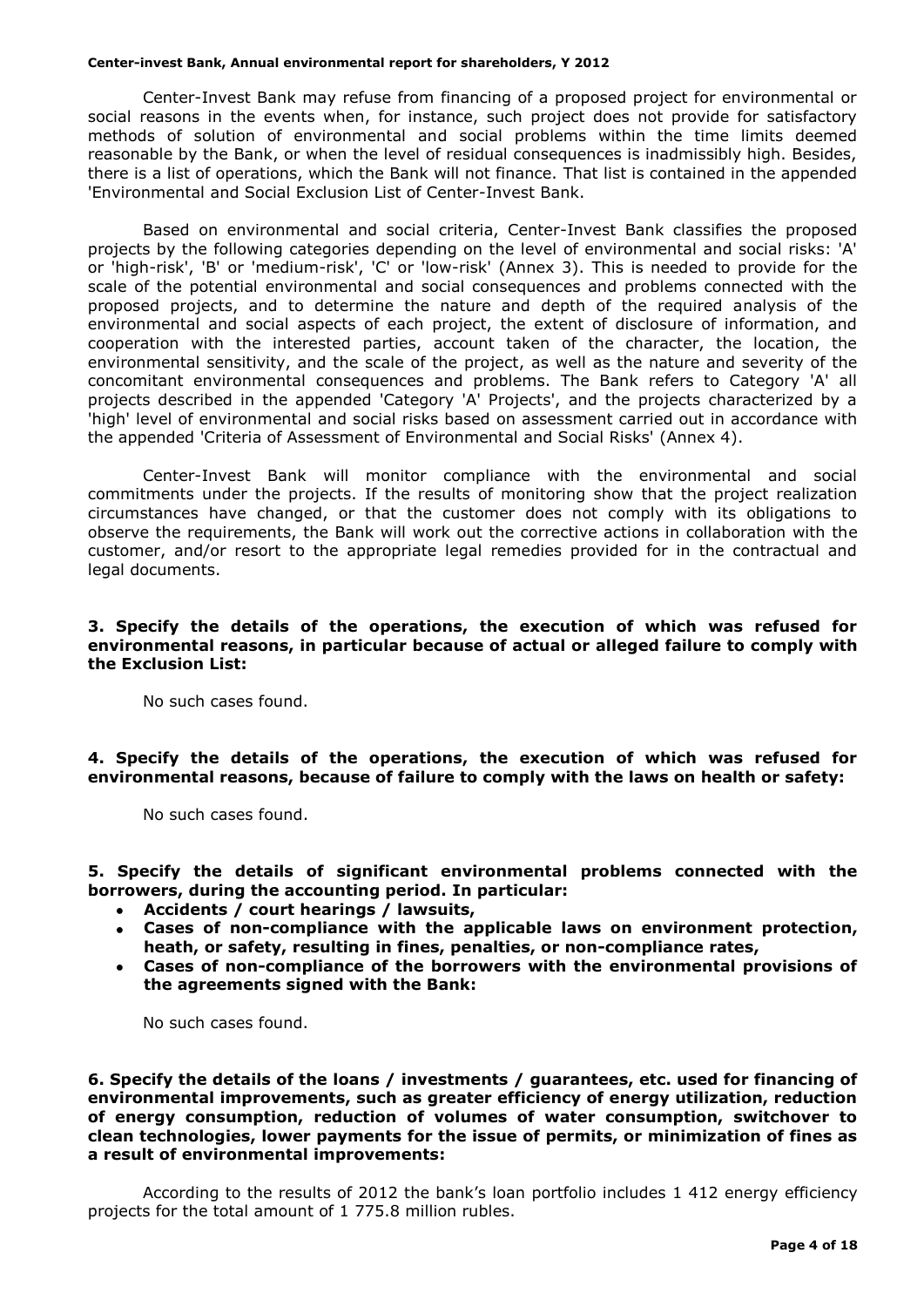Center-Invest Bank may refuse from financing of a proposed project for environmental or social reasons in the events when, for instance, such project does not provide for satisfactory methods of solution of environmental and social problems within the time limits deemed reasonable by the Bank, or when the level of residual consequences is inadmissibly high. Besides, there is a list of operations, which the Bank will not finance. That list is contained in the appended 'Environmental and Social Exclusion List of Center-Invest Bank.

Based on environmental and social criteria, Center-Invest Bank classifies the proposed projects by the following categories depending on the level of environmental and social risks: 'A' or 'high-risk', 'B' or 'medium-risk', 'C' or 'low-risk' (Annex 3). This is needed to provide for the scale of the potential environmental and social consequences and problems connected with the proposed projects, and to determine the nature and depth of the required analysis of the environmental and social aspects of each project, the extent of disclosure of information, and cooperation with the interested parties, account taken of the character, the location, the environmental sensitivity, and the scale of the project, as well as the nature and severity of the concomitant environmental consequences and problems. The Bank refers to Category 'A' all projects described in the appended 'Category 'A' Projects', and the projects characterized by a 'high' level of environmental and social risks based on assessment carried out in accordance with the appended 'Criteria of Assessment of Environmental and Social Risks' (Annex 4).

Center-Invest Bank will monitor compliance with the environmental and social commitments under the projects. If the results of monitoring show that the project realization circumstances have changed, or that the customer does not comply with its obligations to observe the requirements, the Bank will work out the corrective actions in collaboration with the customer, and/or resort to the appropriate legal remedies provided for in the contractual and legal documents.

**3. Specify the details of the operations, the execution of which was refused for environmental reasons, in particular because of actual or alleged failure to comply with the Exclusion List:**

No such cases found.

**4. Specify the details of the operations, the execution of which was refused for environmental reasons, because of failure to comply with the laws on health or safety:**

No such cases found.

**5. Specify the details of significant environmental problems connected with the borrowers, during the accounting period. In particular:**

- **Accidents / court hearings / lawsuits,**
- **Cases of non-compliance with the applicable laws on environment protection, heath, or safety, resulting in fines, penalties, or non-compliance rates,**
- **Cases of non-compliance of the borrowers with the environmental provisions of the agreements signed with the Bank:**

No such cases found.

**6. Specify the details of the loans / investments / guarantees, etc. used for financing of environmental improvements, such as greater efficiency of energy utilization, reduction of energy consumption, reduction of volumes of water consumption, switchover to clean technologies, lower payments for the issue of permits, or minimization of fines as a result of environmental improvements:**

According to the results of 2012 the bank's loan portfolio includes 1 412 energy efficiency projects for the total amount of 1 775.8 million rubles.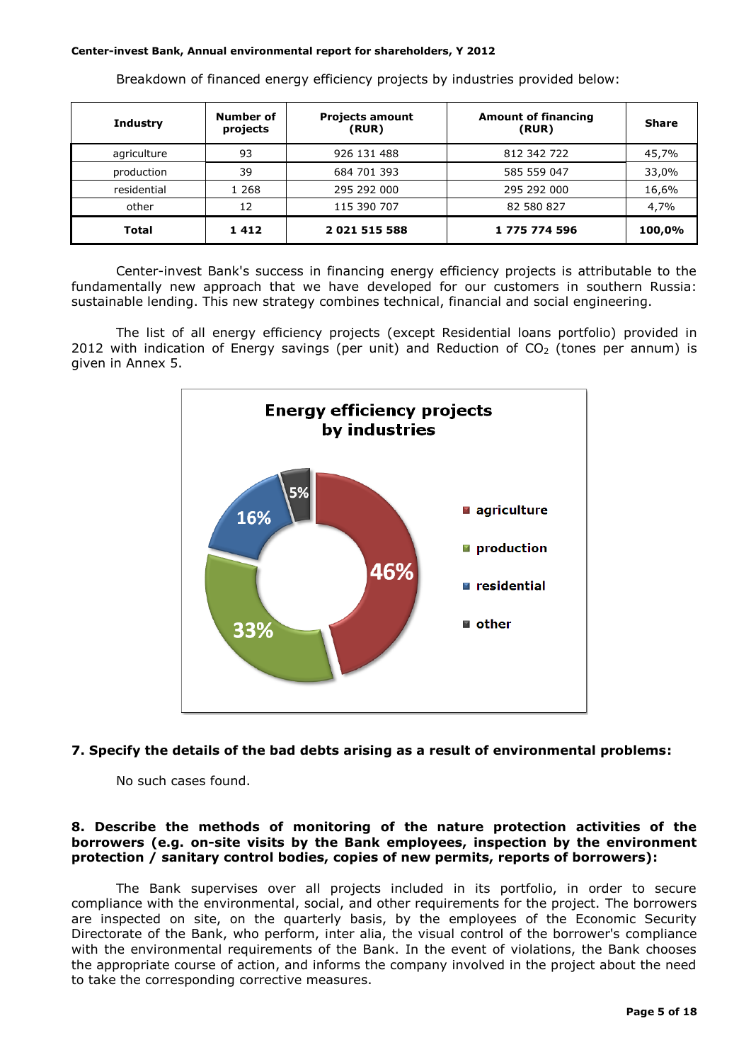Breakdown of financed energy efficiency projects by industries provided below:

| Industry | Number of projects | Projects amount (RUR) | Amount of financing (RUR) | Share |
|---|---|---|---|---|
| agriculture | 93 | 926 131 488 | 812 342 722 | 45,7% |
| production | 39 | 684 701 393 | 585 559 047 | 33,0% |
| residential | 1 268 | 295 292 000 | 295 292 000 | 16,6% |
| other | 12 | 115 390 707 | 82 580 827 | 4,7% |
| **Total** | **1 412** | **2 021 515 588** | **1 775 774 596** | **100,0%** |

Center-invest Bank's success in financing energy efficiency projects is attributable to the fundamentally new approach that we have developed for our customers in southern Russia: sustainable lending. This new strategy combines technical, financial and social engineering.

The list of all energy efficiency projects (except Residential loans portfolio) provided in 2012 with indication of Energy savings (per unit) and Reduction of $CO_2$ (tones per annum) is given in Annex 5.

**Energy efficiency projects by industries**

| Industry | Share |
|---|---|
| agriculture | 46% |
| production | 33% |
| residential | 16% |
| other | 5% |

**7. Specify the details of the bad debts arising as a result of environmental problems:**

No such cases found.

**8. Describe the methods of monitoring of the nature protection activities of the borrowers (e.g. on-site visits by the Bank employees, inspection by the environment protection / sanitary control bodies, copies of new permits, reports of borrowers):**

The Bank supervises over all projects included in its portfolio, in order to secure compliance with the environmental, social, and other requirements for the project. The borrowers are inspected on site, on the quarterly basis, by the employees of the Economic Security Directorate of the Bank, who perform, inter alia, the visual control of the borrower's compliance with the environmental requirements of the Bank. In the event of violations, the Bank chooses the appropriate course of action, and informs the company involved in the project about the need to take the corresponding corrective measures.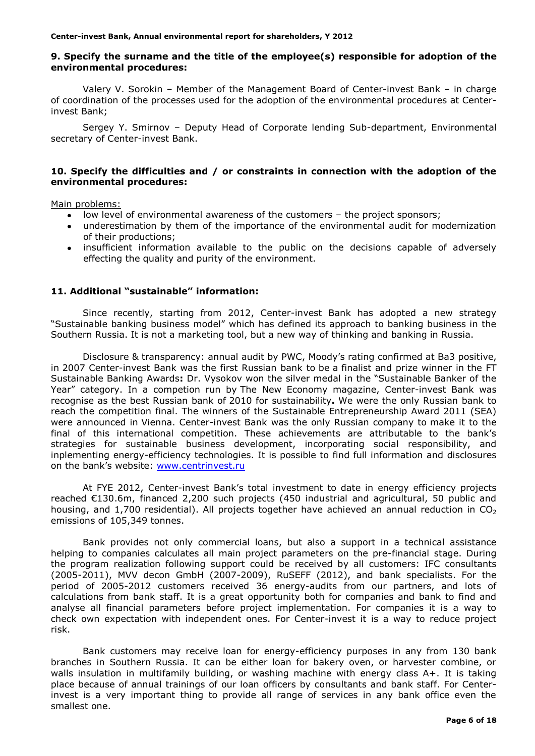## 9. Specify the surname and the title of the employee(s) responsible for adoption of the environmental procedures:

Valery V. Sorokin – Member of the Management Board of Center-invest Bank – in charge of coordination of the processes used for the adoption of the environmental procedures at Center-invest Bank;

Sergey Y. Smirnov – Deputy Head of Corporate lending Sub-department, Environmental secretary of Center-invest Bank.

## 10. Specify the difficulties and / or constraints in connection with the adoption of the environmental procedures:

Main problems:

- low level of environmental awareness of the customers – the project sponsors;
- underestimation by them of the importance of the environmental audit for modernization of their productions;
- insufficient information available to the public on the decisions capable of adversely effecting the quality and purity of the environment.

## 11. Additional "sustainable" information:

Since recently, starting from 2012, Center-invest Bank has adopted a new strategy "Sustainable banking business model" which has defined its approach to banking business in the Southern Russia. It is not a marketing tool, but a new way of thinking and banking in Russia.

Disclosure & transparency: annual audit by PWC, Moody's rating confirmed at Ba3 positive, in 2007 Center-invest Bank was the first Russian bank to be a finalist and prize winner in the FT Sustainable Banking Awards**:** Dr. Vysokov won the silver medal in the "Sustainable Banker of the Year" category. In a competion run by The New Economy magazine, Center-invest Bank was recognise as the best Russian bank of 2010 for sustainability**.** We were the only Russian bank to reach the competition final. The winners of the Sustainable Entrepreneurship Award 2011 (SEA) were announced in Vienna. Center-invest Bank was the only Russian company to make it to the final of this international competition. These achievements are attributable to the bank's strategies for sustainable business development, incorporating social responsibility, and inplementing energy-efficiency technologies. It is possible to find full information and disclosures on the bank's website: www.centrinvest.ru

At FYE 2012, Center-invest Bank's total investment to date in energy efficiency projects reached €130.6m, financed 2,200 such projects (450 industrial and agricultural, 50 public and housing, and 1,700 residential). All projects together have achieved an annual reduction in $CO_2$ emissions of 105,349 tonnes.

Bank provides not only commercial loans, but also a support in a technical assistance helping to companies calculates all main project parameters on the pre-financial stage. During the program realization following support could be received by all customers: IFC consultants (2005-2011), MVV decon GmbH (2007-2009), RuSEFF (2012), and bank specialists. For the period of 2005-2012 customers received 36 energy-audits from our partners, and lots of calculations from bank staff. It is a great opportunity both for companies and bank to find and analyse all financial parameters before project implementation. For companies it is a way to check own expectation with independent ones. For Center-invest it is a way to reduce project risk.

Bank customers may receive loan for energy-efficiency purposes in any from 130 bank branches in Southern Russia. It can be either loan for bakery oven, or harvester combine, or walls insulation in multifamily building, or washing machine with energy class A+. It is taking place because of annual trainings of our loan officers by consultants and bank staff. For Center-invest is a very important thing to provide all range of services in any bank office even the smallest one.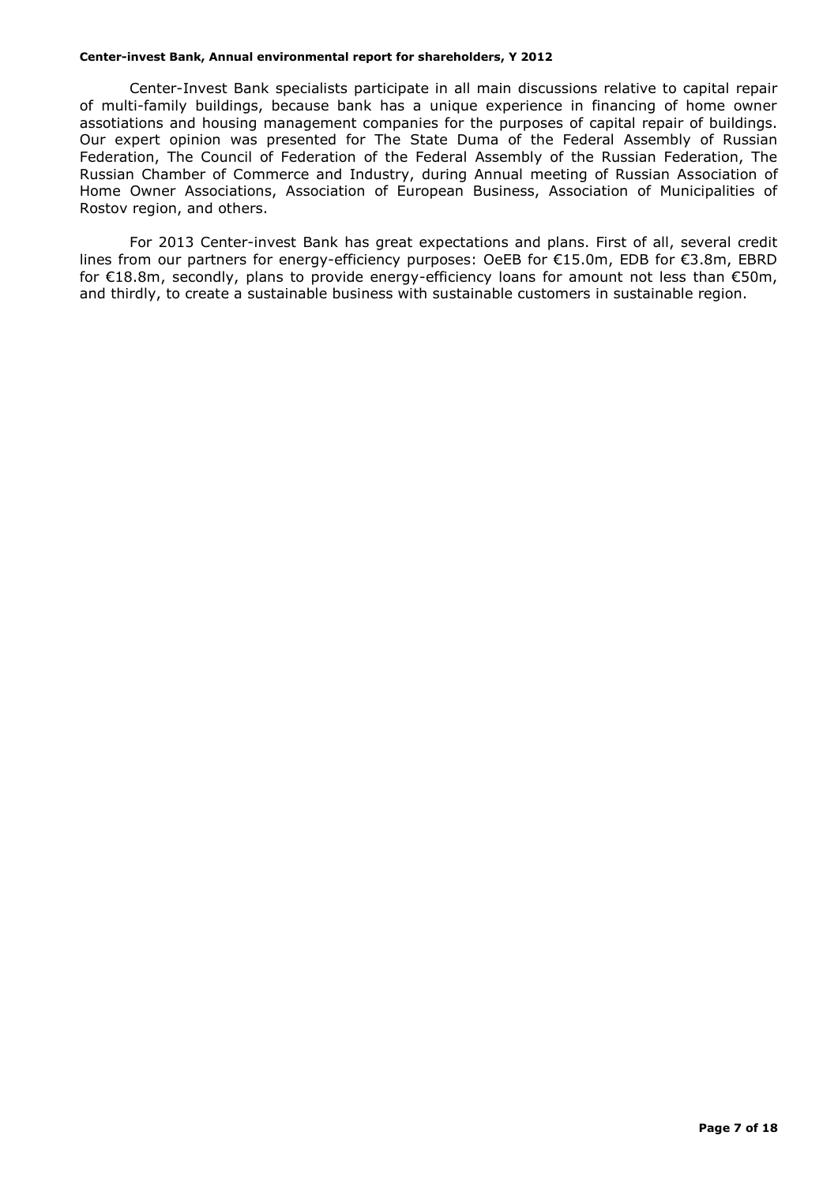Center-Invest Bank specialists participate in all main discussions relative to capital repair of multi-family buildings, because bank has a unique experience in financing of home owner assotiations and housing management companies for the purposes of capital repair of buildings. Our expert opinion was presented for The State Duma of the Federal Assembly of Russian Federation, The Council of Federation of the Federal Assembly of the Russian Federation, The Russian Chamber of Commerce and Industry, during Annual meeting of Russian Association of Home Owner Associations, Association of European Business, Association of Municipalities of Rostov region, and others.

For 2013 Center-invest Bank has great expectations and plans. First of all, several credit lines from our partners for energy-efficiency purposes: OeEB for €15.0m, EDB for €3.8m, EBRD for €18.8m, secondly, plans to provide energy-efficiency loans for amount not less than €50m, and thirdly, to create a sustainable business with sustainable customers in sustainable region.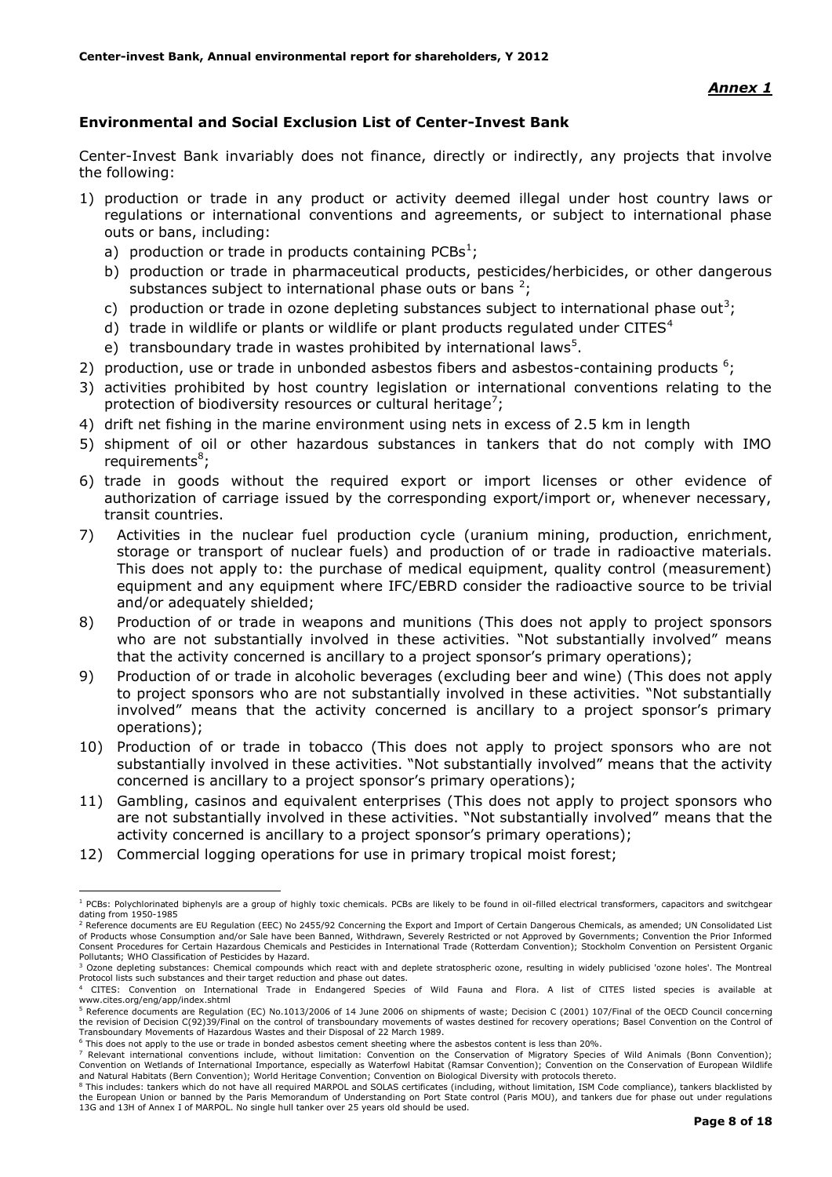*Annex 1*

### Environmental and Social Exclusion List of Center-Invest Bank

Center-Invest Bank invariably does not finance, directly or indirectly, any projects that involve the following:

1) production or trade in any product or activity deemed illegal under host country laws or regulations or international conventions and agreements, or subject to international phase outs or bans, including:
   a) production or trade in products containing PCBs[1];
   b) production or trade in pharmaceutical products, pesticides/herbicides, or other dangerous substances subject to international phase outs or bans [2];
   c) production or trade in ozone depleting substances subject to international phase out[3];
   d) trade in wildlife or plants or wildlife or plant products regulated under CITES[4]
   e) transboundary trade in wastes prohibited by international laws[5].
2) production, use or trade in unbonded asbestos fibers and asbestos-containing products [6];
3) activities prohibited by host country legislation or international conventions relating to the protection of biodiversity resources or cultural heritage[7];
4) drift net fishing in the marine environment using nets in excess of 2.5 km in length
5) shipment of oil or other hazardous substances in tankers that do not comply with IMO requirements[8];
6) trade in goods without the required export or import licenses or other evidence of authorization of carriage issued by the corresponding export/import or, whenever necessary, transit countries.
7) Activities in the nuclear fuel production cycle (uranium mining, production, enrichment, storage or transport of nuclear fuels) and production of or trade in radioactive materials. This does not apply to: the purchase of medical equipment, quality control (measurement) equipment and any equipment where IFC/EBRD consider the radioactive source to be trivial and/or adequately shielded;
8) Production of or trade in weapons and munitions (This does not apply to project sponsors who are not substantially involved in these activities. "Not substantially involved" means that the activity concerned is ancillary to a project sponsor's primary operations);
9) Production of or trade in alcoholic beverages (excluding beer and wine) (This does not apply to project sponsors who are not substantially involved in these activities. "Not substantially involved" means that the activity concerned is ancillary to a project sponsor's primary operations);
10) Production of or trade in tobacco (This does not apply to project sponsors who are not substantially involved in these activities. "Not substantially involved" means that the activity concerned is ancillary to a project sponsor's primary operations);
11) Gambling, casinos and equivalent enterprises (This does not apply to project sponsors who are not substantially involved in these activities. "Not substantially involved" means that the activity concerned is ancillary to a project sponsor's primary operations);
12) Commercial logging operations for use in primary tropical moist forest;

---

[1] PCBs: Polychlorinated biphenyls are a group of highly toxic chemicals. PCBs are likely to be found in oil-filled electrical transformers, capacitors and switchgear dating from 1950-1985

[2] Reference documents are EU Regulation (EEC) No 2455/92 Concerning the Export and Import of Certain Dangerous Chemicals, as amended; UN Consolidated List of Products whose Consumption and/or Sale have been Banned, Withdrawn, Severely Restricted or not Approved by Governments; Convention the Prior Informed Consent Procedures for Certain Hazardous Chemicals and Pesticides in International Trade (Rotterdam Convention); Stockholm Convention on Persistent Organic Pollutants; WHO Classification of Pesticides by Hazard.

[3] Ozone depleting substances: Chemical compounds which react with and deplete stratospheric ozone, resulting in widely publicised 'ozone holes'. The Montreal Protocol lists such substances and their target reduction and phase out dates.

[4] CITES: Convention on International Trade in Endangered Species of Wild Fauna and Flora. A list of CITES listed species is available at www.cites.org/eng/app/index.shtml

[5] Reference documents are Regulation (EC) No.1013/2006 of 14 June 2006 on shipments of waste; Decision C (2001) 107/Final of the OECD Council concerning the revision of Decision C(92)39/Final on the control of transboundary movements of wastes destined for recovery operations; Basel Convention on the Control of Transboundary Movements of Hazardous Wastes and their Disposal of 22 March 1989.

[6] This does not apply to the use or trade in bonded asbestos cement sheeting where the asbestos content is less than 20%.

[7] Relevant international conventions include, without limitation: Convention on the Conservation of Migratory Species of Wild Animals (Bonn Convention); Convention on Wetlands of International Importance, especially as Waterfowl Habitat (Ramsar Convention); Convention on the Conservation of European Wildlife and Natural Habitats (Bern Convention); World Heritage Convention; Convention on Biological Diversity with protocols thereto.

[8] This includes: tankers which do not have all required MARPOL and SOLAS certificates (including, without limitation, ISM Code compliance), tankers blacklisted by the European Union or banned by the Paris Memorandum of Understanding on Port State control (Paris MOU), and tankers due for phase out under regulations 13G and 13H of Annex I of MARPOL. No single hull tanker over 25 years old should be used.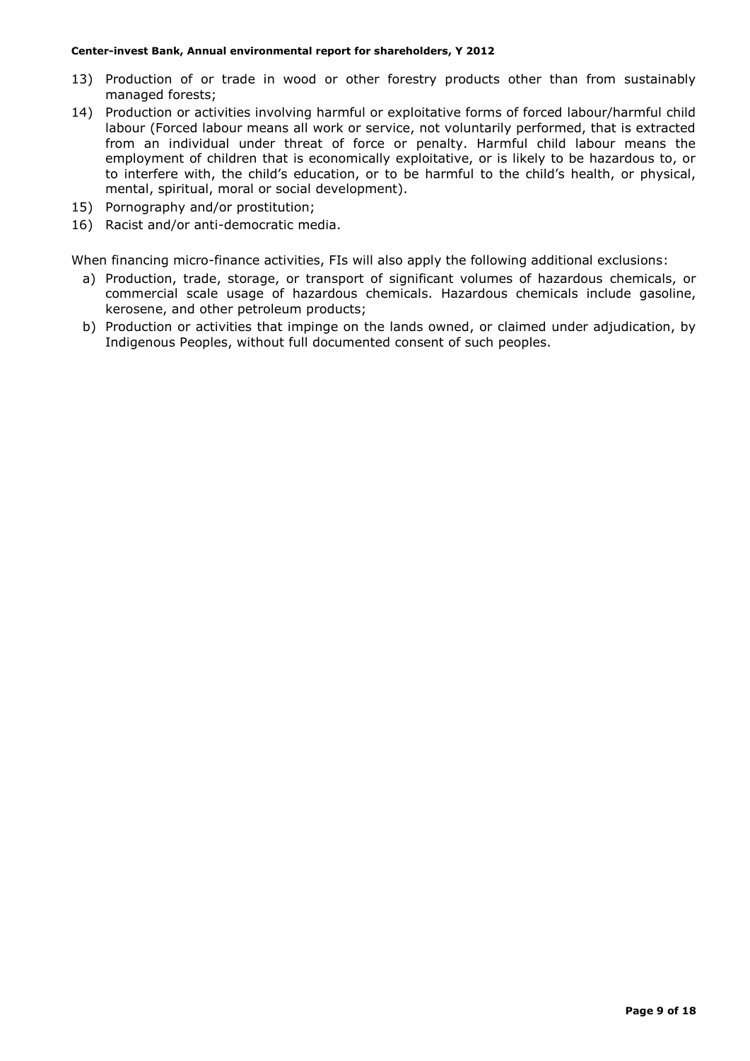13) Production of or trade in wood or other forestry products other than from sustainably managed forests;
14) Production or activities involving harmful or exploitative forms of forced labour/harmful child labour (Forced labour means all work or service, not voluntarily performed, that is extracted from an individual under threat of force or penalty. Harmful child labour means the employment of children that is economically exploitative, or is likely to be hazardous to, or to interfere with, the child's education, or to be harmful to the child's health, or physical, mental, spiritual, moral or social development).
15) Pornography and/or prostitution;
16) Racist and/or anti-democratic media.

When financing micro-finance activities, FIs will also apply the following additional exclusions:

a) Production, trade, storage, or transport of significant volumes of hazardous chemicals, or commercial scale usage of hazardous chemicals. Hazardous chemicals include gasoline, kerosene, and other petroleum products;
b) Production or activities that impinge on the lands owned, or claimed under adjudication, by Indigenous Peoples, without full documented consent of such peoples.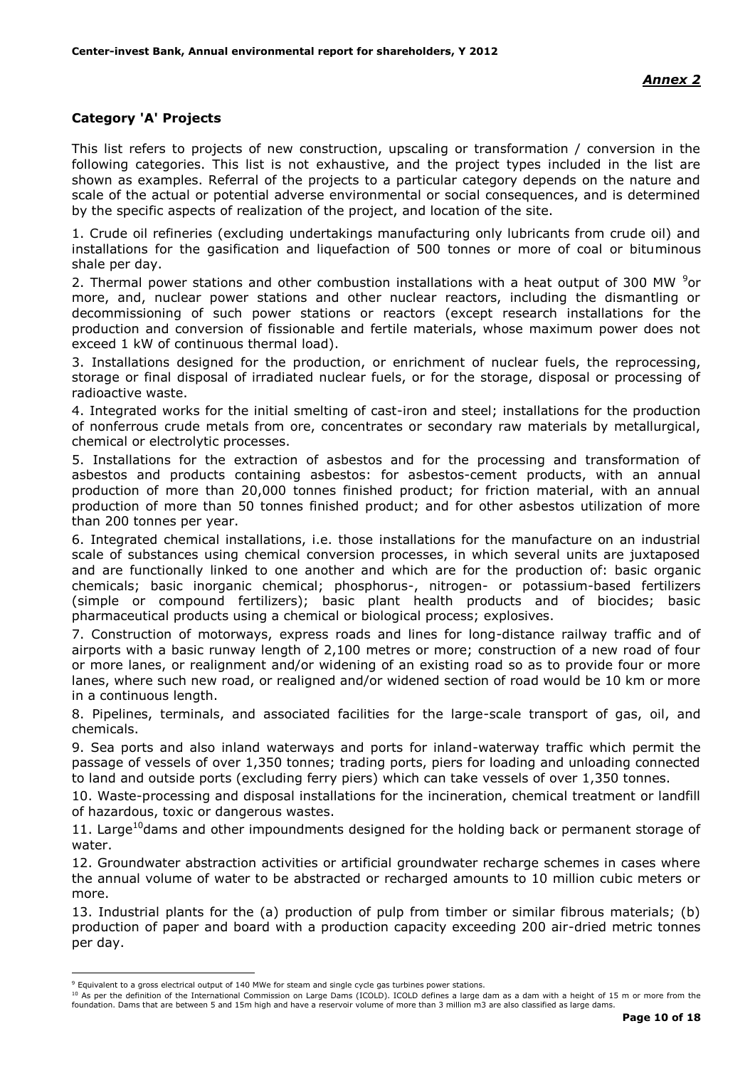*Annex 2*

## Category 'A' Projects

This list refers to projects of new construction, upscaling or transformation / conversion in the following categories. This list is not exhaustive, and the project types included in the list are shown as examples. Referral of the projects to a particular category depends on the nature and scale of the actual or potential adverse environmental or social consequences, and is determined by the specific aspects of realization of the project, and location of the site.

1. Crude oil refineries (excluding undertakings manufacturing only lubricants from crude oil) and installations for the gasification and liquefaction of 500 tonnes or more of coal or bituminous shale per day.

2. Thermal power stations and other combustion installations with a heat output of 300 MW [9]or more, and, nuclear power stations and other nuclear reactors, including the dismantling or decommissioning of such power stations or reactors (except research installations for the production and conversion of fissionable and fertile materials, whose maximum power does not exceed 1 kW of continuous thermal load).

3. Installations designed for the production, or enrichment of nuclear fuels, the reprocessing, storage or final disposal of irradiated nuclear fuels, or for the storage, disposal or processing of radioactive waste.

4. Integrated works for the initial smelting of cast-iron and steel; installations for the production of nonferrous crude metals from ore, concentrates or secondary raw materials by metallurgical, chemical or electrolytic processes.

5. Installations for the extraction of asbestos and for the processing and transformation of asbestos and products containing asbestos: for asbestos-cement products, with an annual production of more than 20,000 tonnes finished product; for friction material, with an annual production of more than 50 tonnes finished product; and for other asbestos utilization of more than 200 tonnes per year.

6. Integrated chemical installations, i.e. those installations for the manufacture on an industrial scale of substances using chemical conversion processes, in which several units are juxtaposed and are functionally linked to one another and which are for the production of: basic organic chemicals; basic inorganic chemical; phosphorus-, nitrogen- or potassium-based fertilizers (simple or compound fertilizers); basic plant health products and of biocides; basic pharmaceutical products using a chemical or biological process; explosives.

7. Construction of motorways, express roads and lines for long-distance railway traffic and of airports with a basic runway length of 2,100 metres or more; construction of a new road of four or more lanes, or realignment and/or widening of an existing road so as to provide four or more lanes, where such new road, or realigned and/or widened section of road would be 10 km or more in a continuous length.

8. Pipelines, terminals, and associated facilities for the large-scale transport of gas, oil, and chemicals.

9. Sea ports and also inland waterways and ports for inland-waterway traffic which permit the passage of vessels of over 1,350 tonnes; trading ports, piers for loading and unloading connected to land and outside ports (excluding ferry piers) which can take vessels of over 1,350 tonnes.

10. Waste-processing and disposal installations for the incineration, chemical treatment or landfill of hazardous, toxic or dangerous wastes.

11. Large[10]dams and other impoundments designed for the holding back or permanent storage of water.

12. Groundwater abstraction activities or artificial groundwater recharge schemes in cases where the annual volume of water to be abstracted or recharged amounts to 10 million cubic meters or more.

13. Industrial plants for the (a) production of pulp from timber or similar fibrous materials; (b) production of paper and board with a production capacity exceeding 200 air-dried metric tonnes per day.

---

[9] Equivalent to a gross electrical output of 140 MWe for steam and single cycle gas turbines power stations.

[10] As per the definition of the International Commission on Large Dams (ICOLD). ICOLD defines a large dam as a dam with a height of 15 m or more from the foundation. Dams that are between 5 and 15m high and have a reservoir volume of more than 3 million m3 are also classified as large dams.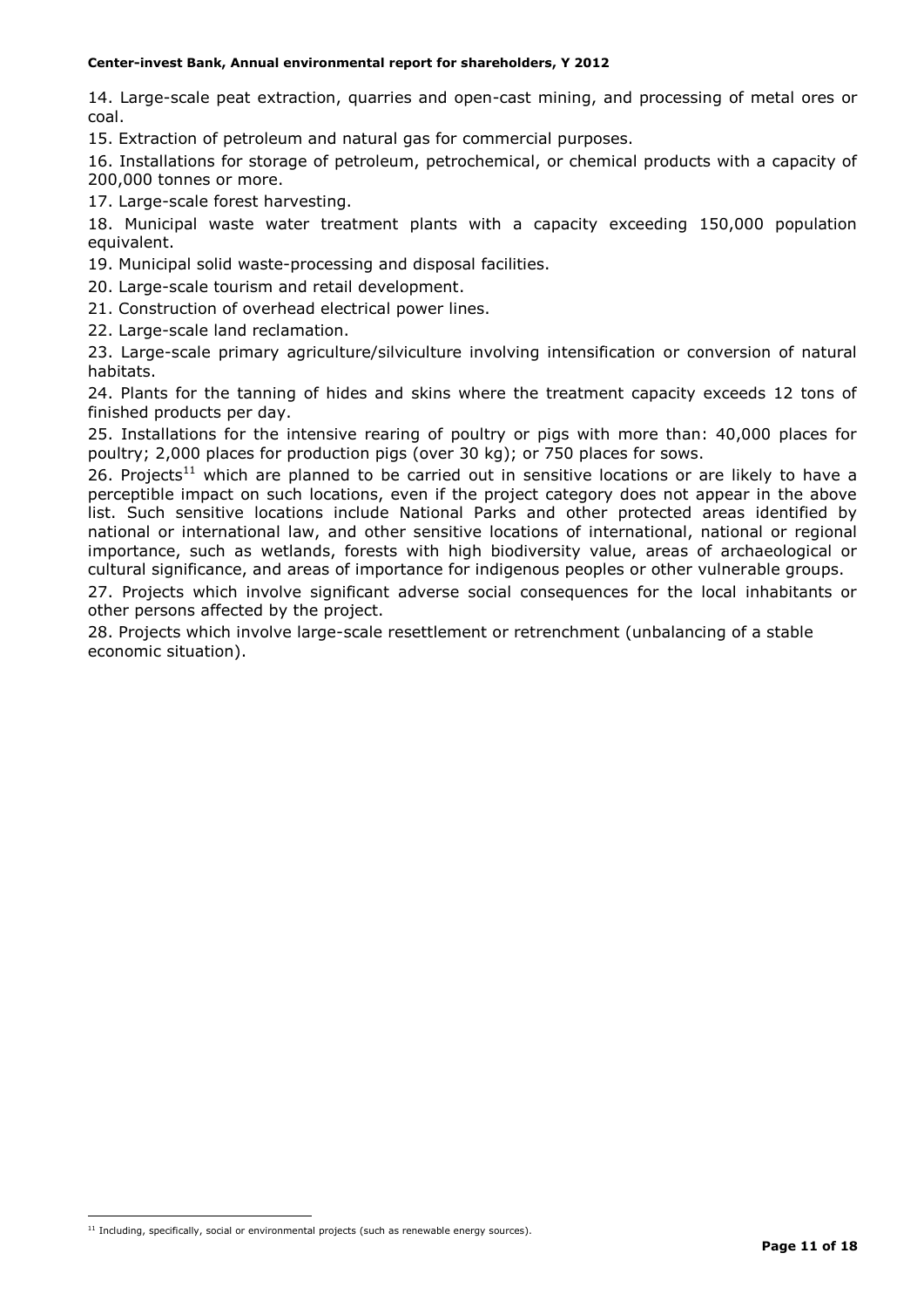14. Large-scale peat extraction, quarries and open-cast mining, and processing of metal ores or coal.

15. Extraction of petroleum and natural gas for commercial purposes.

16. Installations for storage of petroleum, petrochemical, or chemical products with a capacity of 200,000 tonnes or more.

17. Large-scale forest harvesting.

18. Municipal waste water treatment plants with a capacity exceeding 150,000 population equivalent.

19. Municipal solid waste-processing and disposal facilities.

20. Large-scale tourism and retail development.

21. Construction of overhead electrical power lines.

22. Large-scale land reclamation.

23. Large-scale primary agriculture/silviculture involving intensification or conversion of natural habitats.

24. Plants for the tanning of hides and skins where the treatment capacity exceeds 12 tons of finished products per day.

25. Installations for the intensive rearing of poultry or pigs with more than: 40,000 places for poultry; 2,000 places for production pigs (over 30 kg); or 750 places for sows.

26. Projects[11] which are planned to be carried out in sensitive locations or are likely to have a perceptible impact on such locations, even if the project category does not appear in the above list. Such sensitive locations include National Parks and other protected areas identified by national or international law, and other sensitive locations of international, national or regional importance, such as wetlands, forests with high biodiversity value, areas of archaeological or cultural significance, and areas of importance for indigenous peoples or other vulnerable groups.

27. Projects which involve significant adverse social consequences for the local inhabitants or other persons affected by the project.

28. Projects which involve large-scale resettlement or retrenchment (unbalancing of a stable economic situation).

---

[11] Including, specifically, social or environmental projects (such as renewable energy sources).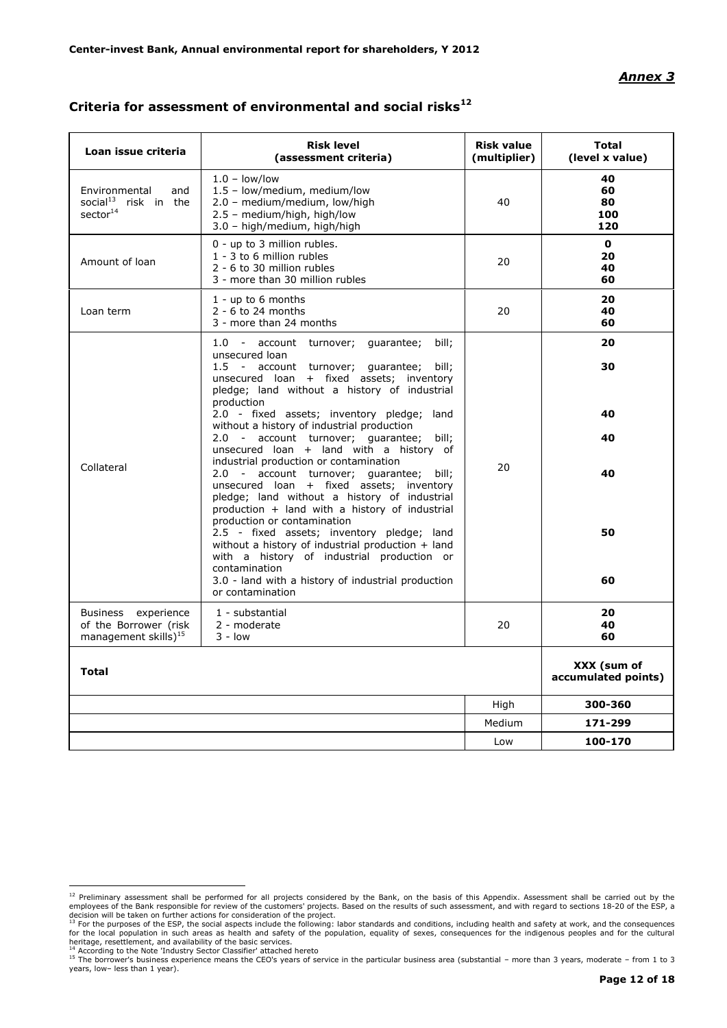*Annex 3*

## Criteria for assessment of environmental and social risks[12]

| Loan issue criteria | Risk level (assessment criteria) | Risk value (multiplier) | Total (level x value) |
|---|---|---|---|
| Environmental and social[13] risk in the sector[14] | 1.0 – low/low<br>1.5 – low/medium, medium/low<br>2.0 – medium/medium, low/high<br>2.5 – medium/high, high/low<br>3.0 – high/medium, high/high | 40 | **40**<br>**60**<br>**80**<br>**100**<br>**120** |
| Amount of loan | 0 - up to 3 million rubles.<br>1 - 3 to 6 million rubles<br>2 - 6 to 30 million rubles<br>3 - more than 30 million rubles | 20 | **0**<br>**20**<br>**40**<br>**60** |
| Loan term | 1 - up to 6 months<br>2 - 6 to 24 months<br>3 - more than 24 months | 20 | **20**<br>**40**<br>**60** |
| Collateral | 1.0 - account turnover; guarantee; bill; unsecured loan<br>1.5 - account turnover; guarantee; bill; unsecured loan + fixed assets; inventory pledge; land without a history of industrial production<br>2.0 - fixed assets; inventory pledge; land without a history of industrial production<br>2.0 - account turnover; guarantee; bill; unsecured loan + land with a history of industrial production or contamination<br>2.0 - account turnover; guarantee; bill; unsecured loan + fixed assets; inventory pledge; land without a history of industrial production + land with a history of industrial production or contamination<br>2.5 - fixed assets; inventory pledge; land without a history of industrial production + land with a history of industrial production or contamination<br>3.0 - land with a history of industrial production or contamination | 20 | **20**<br>**30**<br>**40**<br>**40**<br>**40**<br>**50**<br>**60** |
| Business experience of the Borrower (risk management skills)[15] | 1 - substantial<br>2 - moderate<br>3 - low | 20 | **20**<br>**40**<br>**60** |
| **Total** | | | **XXX (sum of accumulated points)** |
| | | High | **300-360** |
| | | Medium | **171-299** |
| | | Low | **100-170** |

[12] Preliminary assessment shall be performed for all projects considered by the Bank, on the basis of this Appendix. Assessment shall be carried out by the employees of the Bank responsible for review of the customers' projects. Based on the results of such assessment, and with regard to sections 18-20 of the ESP, a decision will be taken on further actions for consideration of the project.

[13] For the purposes of the ESP, the social aspects include the following: labor standards and conditions, including health and safety at work, and the consequences for the local population in such areas as health and safety of the population, equality of sexes, consequences for the indigenous peoples and for the cultural heritage, resettlement, and availability of the basic services.

[14] According to the Note 'Industry Sector Classifier' attached hereto

[15] The borrower's business experience means the CEO's years of service in the particular business area (substantial – more than 3 years, moderate – from 1 to 3 years, low– less than 1 year).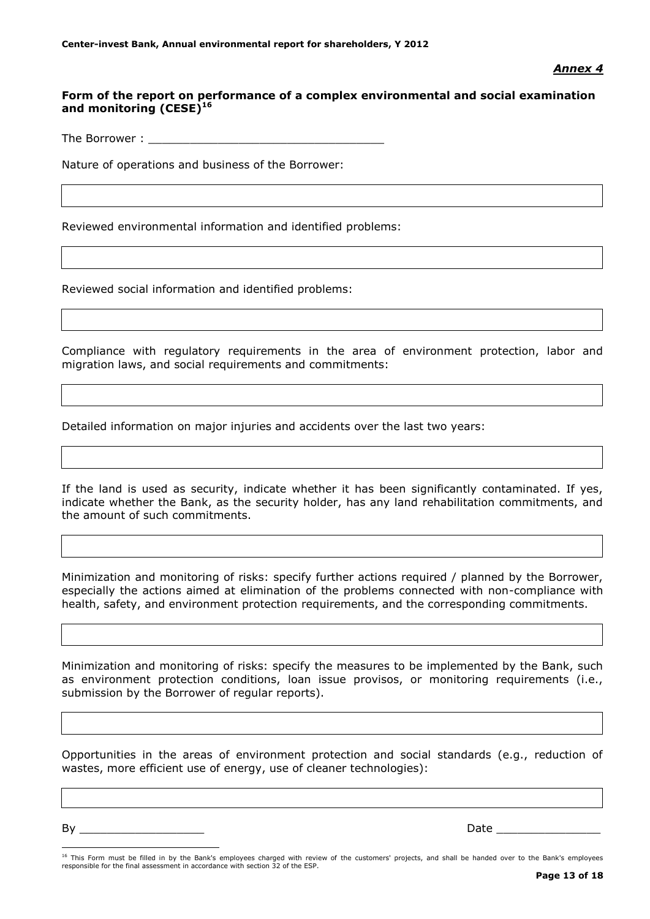*__Annex 4__*

**Form of the report on performance of a complex environmental and social examination and monitoring (CESE)[16]**

The Borrower : ________________________________

Nature of operations and business of the Borrower:

Reviewed environmental information and identified problems:

Reviewed social information and identified problems:

Compliance with regulatory requirements in the area of environment protection, labor and migration laws, and social requirements and commitments:

Detailed information on major injuries and accidents over the last two years:

If the land is used as security, indicate whether it has been significantly contaminated. If yes, indicate whether the Bank, as the security holder, has any land rehabilitation commitments, and the amount of such commitments.

Minimization and monitoring of risks: specify further actions required / planned by the Borrower, especially the actions aimed at elimination of the problems connected with non-compliance with health, safety, and environment protection requirements, and the corresponding commitments.

Minimization and monitoring of risks: specify the measures to be implemented by the Bank, such as environment protection conditions, loan issue provisos, or monitoring requirements (i.e., submission by the Borrower of regular reports).

Opportunities in the areas of environment protection and social standards (e.g., reduction of wastes, more efficient use of energy, use of cleaner technologies):

By __________________ Date _______________

[16] This Form must be filled in by the Bank's employees charged with review of the customers' projects, and shall be handed over to the Bank's employees responsible for the final assessment in accordance with section 32 of the ESP.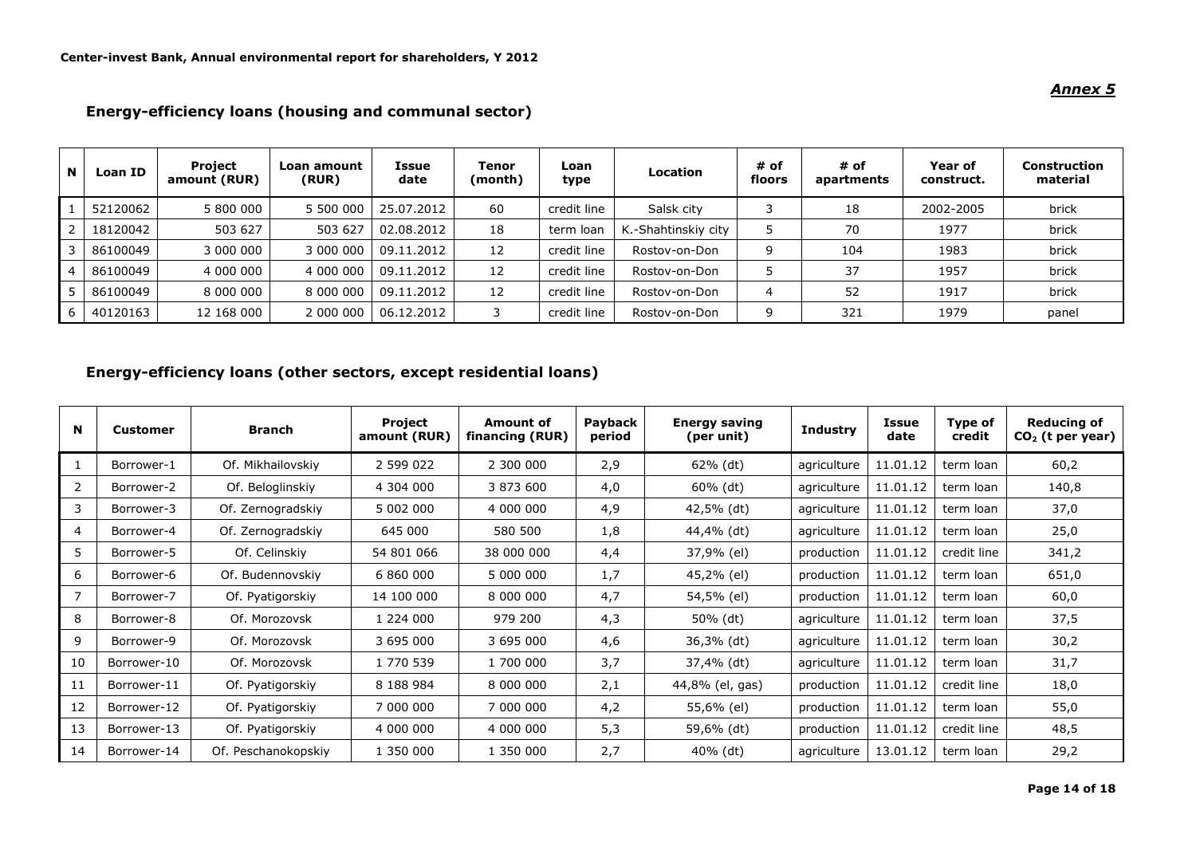*Annex 5*

## Energy-efficiency loans (housing and communal sector)

| N | Loan ID | Project amount (RUR) | Loan amount (RUR) | Issue date | Tenor (month) | Loan type | Location | # of floors | # of apartments | Year of construct. | Construction material |
|---|---|---|---|---|---|---|---|---|---|---|---|
| 1 | 52120062 | 5 800 000 | 5 500 000 | 25.07.2012 | 60 | credit line | Salsk city | 3 | 18 | 2002-2005 | brick |
| 2 | 18120042 | 503 627 | 503 627 | 02.08.2012 | 18 | term loan | K.-Shahtinskiy city | 5 | 70 | 1977 | brick |
| 3 | 86100049 | 3 000 000 | 3 000 000 | 09.11.2012 | 12 | credit line | Rostov-on-Don | 9 | 104 | 1983 | brick |
| 4 | 86100049 | 4 000 000 | 4 000 000 | 09.11.2012 | 12 | credit line | Rostov-on-Don | 5 | 37 | 1957 | brick |
| 5 | 86100049 | 8 000 000 | 8 000 000 | 09.11.2012 | 12 | credit line | Rostov-on-Don | 4 | 52 | 1917 | brick |
| 6 | 40120163 | 12 168 000 | 2 000 000 | 06.12.2012 | 3 | credit line | Rostov-on-Don | 9 | 321 | 1979 | panel |

## Energy-efficiency loans (other sectors, except residential loans)

| N | Customer | Branch | Project amount (RUR) | Amount of financing (RUR) | Payback period | Energy saving (per unit) | Industry | Issue date | Type of credit | Reducing of $CO_2$ (t per year) |
|---|---|---|---|---|---|---|---|---|---|---|
| 1 | Borrower-1 | Of. Mikhailovskiy | 2 599 022 | 2 300 000 | 2,9 | 62% (dt) | agriculture | 11.01.12 | term loan | 60,2 |
| 2 | Borrower-2 | Of. Beloglinskiy | 4 304 000 | 3 873 600 | 4,0 | 60% (dt) | agriculture | 11.01.12 | term loan | 140,8 |
| 3 | Borrower-3 | Of. Zernogradskiy | 5 002 000 | 4 000 000 | 4,9 | 42,5% (dt) | agriculture | 11.01.12 | term loan | 37,0 |
| 4 | Borrower-4 | Of. Zernogradskiy | 645 000 | 580 500 | 1,8 | 44,4% (dt) | agriculture | 11.01.12 | term loan | 25,0 |
| 5 | Borrower-5 | Of. Celinskiy | 54 801 066 | 38 000 000 | 4,4 | 37,9% (el) | production | 11.01.12 | credit line | 341,2 |
| 6 | Borrower-6 | Of. Budennovskiy | 6 860 000 | 5 000 000 | 1,7 | 45,2% (el) | production | 11.01.12 | term loan | 651,0 |
| 7 | Borrower-7 | Of. Pyatigorskiy | 14 100 000 | 8 000 000 | 4,7 | 54,5% (el) | production | 11.01.12 | term loan | 60,0 |
| 8 | Borrower-8 | Of. Morozovsk | 1 224 000 | 979 200 | 4,3 | 50% (dt) | agriculture | 11.01.12 | term loan | 37,5 |
| 9 | Borrower-9 | Of. Morozovsk | 3 695 000 | 3 695 000 | 4,6 | 36,3% (dt) | agriculture | 11.01.12 | term loan | 30,2 |
| 10 | Borrower-10 | Of. Morozovsk | 1 770 539 | 1 700 000 | 3,7 | 37,4% (dt) | agriculture | 11.01.12 | term loan | 31,7 |
| 11 | Borrower-11 | Of. Pyatigorskiy | 8 188 984 | 8 000 000 | 2,1 | 44,8% (el, gas) | production | 11.01.12 | credit line | 18,0 |
| 12 | Borrower-12 | Of. Pyatigorskiy | 7 000 000 | 7 000 000 | 4,2 | 55,6% (el) | production | 11.01.12 | term loan | 55,0 |
| 13 | Borrower-13 | Of. Pyatigorskiy | 4 000 000 | 4 000 000 | 5,3 | 59,6% (dt) | production | 11.01.12 | credit line | 48,5 |
| 14 | Borrower-14 | Of. Peschanokopskiy | 1 350 000 | 1 350 000 | 2,7 | 40% (dt) | agriculture | 13.01.12 | term loan | 29,2 |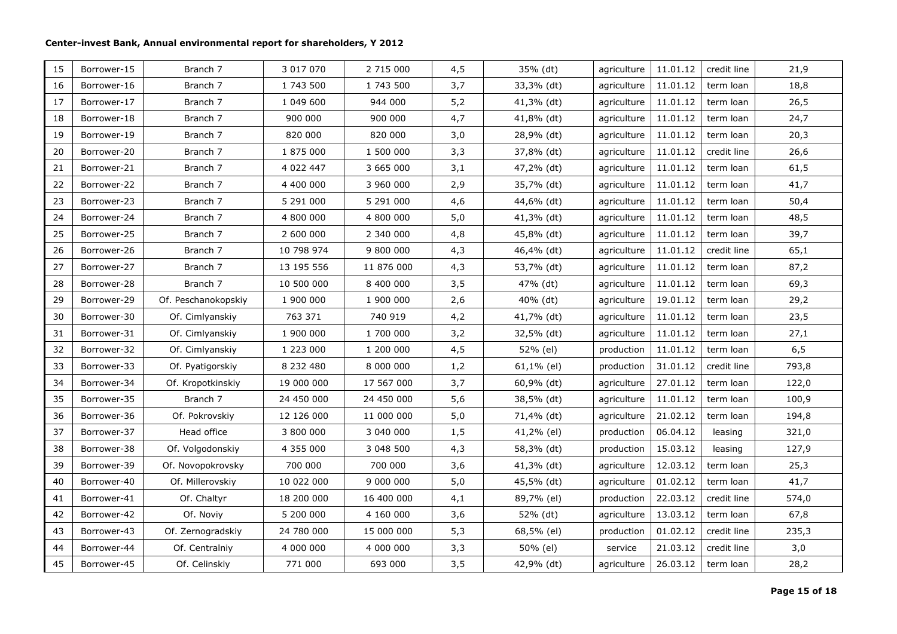| | | | | | | | | | | |
|---|---|---|---|---|---|---|---|---|---|---|
| 15 | Borrower-15 | Branch 7 | 3 017 070 | 2 715 000 | 4,5 | 35% (dt) | agriculture | 11.01.12 | credit line | 21,9 |
| 16 | Borrower-16 | Branch 7 | 1 743 500 | 1 743 500 | 3,7 | 33,3% (dt) | agriculture | 11.01.12 | term loan | 18,8 |
| 17 | Borrower-17 | Branch 7 | 1 049 600 | 944 000 | 5,2 | 41,3% (dt) | agriculture | 11.01.12 | term loan | 26,5 |
| 18 | Borrower-18 | Branch 7 | 900 000 | 900 000 | 4,7 | 41,8% (dt) | agriculture | 11.01.12 | term loan | 24,7 |
| 19 | Borrower-19 | Branch 7 | 820 000 | 820 000 | 3,0 | 28,9% (dt) | agriculture | 11.01.12 | term loan | 20,3 |
| 20 | Borrower-20 | Branch 7 | 1 875 000 | 1 500 000 | 3,3 | 37,8% (dt) | agriculture | 11.01.12 | credit line | 26,6 |
| 21 | Borrower-21 | Branch 7 | 4 022 447 | 3 665 000 | 3,1 | 47,2% (dt) | agriculture | 11.01.12 | term loan | 61,5 |
| 22 | Borrower-22 | Branch 7 | 4 400 000 | 3 960 000 | 2,9 | 35,7% (dt) | agriculture | 11.01.12 | term loan | 41,7 |
| 23 | Borrower-23 | Branch 7 | 5 291 000 | 5 291 000 | 4,6 | 44,6% (dt) | agriculture | 11.01.12 | term loan | 50,4 |
| 24 | Borrower-24 | Branch 7 | 4 800 000 | 4 800 000 | 5,0 | 41,3% (dt) | agriculture | 11.01.12 | term loan | 48,5 |
| 25 | Borrower-25 | Branch 7 | 2 600 000 | 2 340 000 | 4,8 | 45,8% (dt) | agriculture | 11.01.12 | term loan | 39,7 |
| 26 | Borrower-26 | Branch 7 | 10 798 974 | 9 800 000 | 4,3 | 46,4% (dt) | agriculture | 11.01.12 | credit line | 65,1 |
| 27 | Borrower-27 | Branch 7 | 13 195 556 | 11 876 000 | 4,3 | 53,7% (dt) | agriculture | 11.01.12 | term loan | 87,2 |
| 28 | Borrower-28 | Branch 7 | 10 500 000 | 8 400 000 | 3,5 | 47% (dt) | agriculture | 11.01.12 | term loan | 69,3 |
| 29 | Borrower-29 | Of. Peschanokopskiy | 1 900 000 | 1 900 000 | 2,6 | 40% (dt) | agriculture | 19.01.12 | term loan | 29,2 |
| 30 | Borrower-30 | Of. Cimlyanskiy | 763 371 | 740 919 | 4,2 | 41,7% (dt) | agriculture | 11.01.12 | term loan | 23,5 |
| 31 | Borrower-31 | Of. Cimlyanskiy | 1 900 000 | 1 700 000 | 3,2 | 32,5% (dt) | agriculture | 11.01.12 | term loan | 27,1 |
| 32 | Borrower-32 | Of. Cimlyanskiy | 1 223 000 | 1 200 000 | 4,5 | 52% (el) | production | 11.01.12 | term loan | 6,5 |
| 33 | Borrower-33 | Of. Pyatigorskiy | 8 232 480 | 8 000 000 | 1,2 | 61,1% (el) | production | 31.01.12 | credit line | 793,8 |
| 34 | Borrower-34 | Of. Kropotkinskiy | 19 000 000 | 17 567 000 | 3,7 | 60,9% (dt) | agriculture | 27.01.12 | term loan | 122,0 |
| 35 | Borrower-35 | Branch 7 | 24 450 000 | 24 450 000 | 5,6 | 38,5% (dt) | agriculture | 11.01.12 | term loan | 100,9 |
| 36 | Borrower-36 | Of. Pokrovskiy | 12 126 000 | 11 000 000 | 5,0 | 71,4% (dt) | agriculture | 21.02.12 | term loan | 194,8 |
| 37 | Borrower-37 | Head office | 3 800 000 | 3 040 000 | 1,5 | 41,2% (el) | production | 06.04.12 | leasing | 321,0 |
| 38 | Borrower-38 | Of. Volgodonskiy | 4 355 000 | 3 048 500 | 4,3 | 58,3% (dt) | production | 15.03.12 | leasing | 127,9 |
| 39 | Borrower-39 | Of. Novopokrovsky | 700 000 | 700 000 | 3,6 | 41,3% (dt) | agriculture | 12.03.12 | term loan | 25,3 |
| 40 | Borrower-40 | Of. Millerovskiy | 10 022 000 | 9 000 000 | 5,0 | 45,5% (dt) | agriculture | 01.02.12 | term loan | 41,7 |
| 41 | Borrower-41 | Of. Chaltyr | 18 200 000 | 16 400 000 | 4,1 | 89,7% (el) | production | 22.03.12 | credit line | 574,0 |
| 42 | Borrower-42 | Of. Noviy | 5 200 000 | 4 160 000 | 3,6 | 52% (dt) | agriculture | 13.03.12 | term loan | 67,8 |
| 43 | Borrower-43 | Of. Zernogradskiy | 24 780 000 | 15 000 000 | 5,3 | 68,5% (el) | production | 01.02.12 | credit line | 235,3 |
| 44 | Borrower-44 | Of. Centralniy | 4 000 000 | 4 000 000 | 3,3 | 50% (el) | service | 21.03.12 | credit line | 3,0 |
| 45 | Borrower-45 | Of. Celinskiy | 771 000 | 693 000 | 3,5 | 42,9% (dt) | agriculture | 26.03.12 | term loan | 28,2 |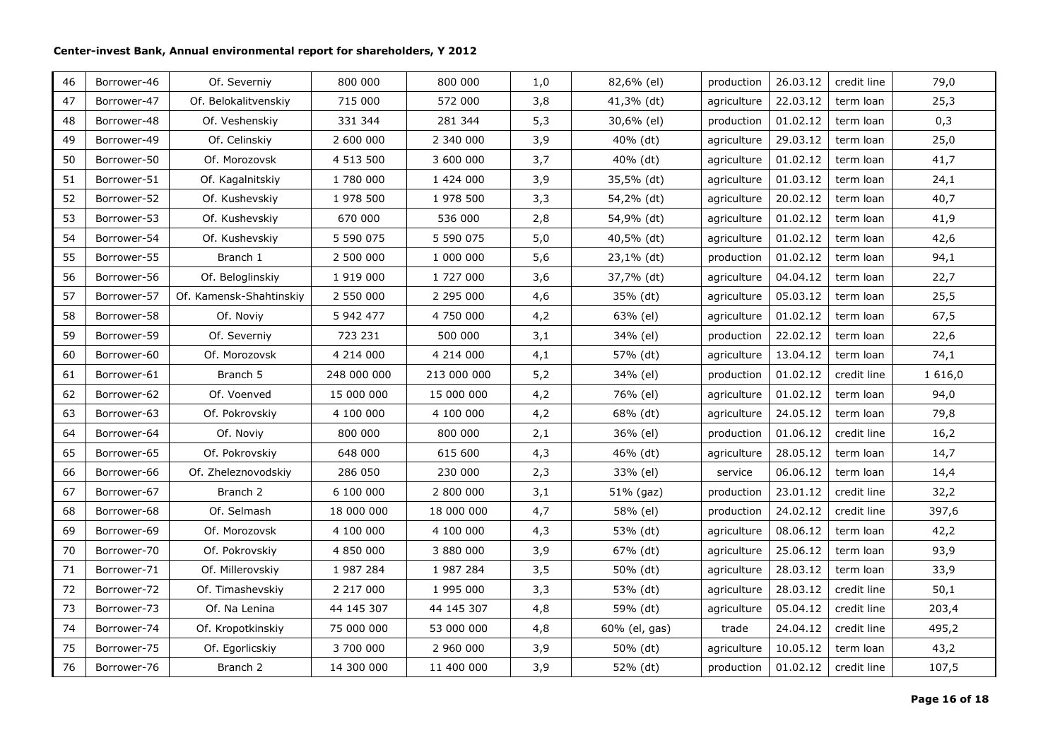| 46 | Borrower-46 | Of. Severniy | 800 000 | 800 000 | 1,0 | 82,6% (el) | production | 26.03.12 | credit line | 79,0 |
|---|---|---|---|---|---|---|---|---|---|---|
| 47 | Borrower-47 | Of. Belokalitvenskiy | 715 000 | 572 000 | 3,8 | 41,3% (dt) | agriculture | 22.03.12 | term loan | 25,3 |
| 48 | Borrower-48 | Of. Veshenskiy | 331 344 | 281 344 | 5,3 | 30,6% (el) | production | 01.02.12 | term loan | 0,3 |
| 49 | Borrower-49 | Of. Celinskiy | 2 600 000 | 2 340 000 | 3,9 | 40% (dt) | agriculture | 29.03.12 | term loan | 25,0 |
| 50 | Borrower-50 | Of. Morozovsk | 4 513 500 | 3 600 000 | 3,7 | 40% (dt) | agriculture | 01.02.12 | term loan | 41,7 |
| 51 | Borrower-51 | Of. Kagalnitskiy | 1 780 000 | 1 424 000 | 3,9 | 35,5% (dt) | agriculture | 01.03.12 | term loan | 24,1 |
| 52 | Borrower-52 | Of. Kushevskiy | 1 978 500 | 1 978 500 | 3,3 | 54,2% (dt) | agriculture | 20.02.12 | term loan | 40,7 |
| 53 | Borrower-53 | Of. Kushevskiy | 670 000 | 536 000 | 2,8 | 54,9% (dt) | agriculture | 01.02.12 | term loan | 41,9 |
| 54 | Borrower-54 | Of. Kushevskiy | 5 590 075 | 5 590 075 | 5,0 | 40,5% (dt) | agriculture | 01.02.12 | term loan | 42,6 |
| 55 | Borrower-55 | Branch 1 | 2 500 000 | 1 000 000 | 5,6 | 23,1% (dt) | production | 01.02.12 | term loan | 94,1 |
| 56 | Borrower-56 | Of. Beloglinskiy | 1 919 000 | 1 727 000 | 3,6 | 37,7% (dt) | agriculture | 04.04.12 | term loan | 22,7 |
| 57 | Borrower-57 | Of. Kamensk-Shahtinskiy | 2 550 000 | 2 295 000 | 4,6 | 35% (dt) | agriculture | 05.03.12 | term loan | 25,5 |
| 58 | Borrower-58 | Of. Noviy | 5 942 477 | 4 750 000 | 4,2 | 63% (el) | agriculture | 01.02.12 | term loan | 67,5 |
| 59 | Borrower-59 | Of. Severniy | 723 231 | 500 000 | 3,1 | 34% (el) | production | 22.02.12 | term loan | 22,6 |
| 60 | Borrower-60 | Of. Morozovsk | 4 214 000 | 4 214 000 | 4,1 | 57% (dt) | agriculture | 13.04.12 | term loan | 74,1 |
| 61 | Borrower-61 | Branch 5 | 248 000 000 | 213 000 000 | 5,2 | 34% (el) | production | 01.02.12 | credit line | 1 616,0 |
| 62 | Borrower-62 | Of. Voenved | 15 000 000 | 15 000 000 | 4,2 | 76% (el) | agriculture | 01.02.12 | term loan | 94,0 |
| 63 | Borrower-63 | Of. Pokrovskiy | 4 100 000 | 4 100 000 | 4,2 | 68% (dt) | agriculture | 24.05.12 | term loan | 79,8 |
| 64 | Borrower-64 | Of. Noviy | 800 000 | 800 000 | 2,1 | 36% (el) | production | 01.06.12 | credit line | 16,2 |
| 65 | Borrower-65 | Of. Pokrovskiy | 648 000 | 615 600 | 4,3 | 46% (dt) | agriculture | 28.05.12 | term loan | 14,7 |
| 66 | Borrower-66 | Of. Zheleznovodskiy | 286 050 | 230 000 | 2,3 | 33% (el) | service | 06.06.12 | term loan | 14,4 |
| 67 | Borrower-67 | Branch 2 | 6 100 000 | 2 800 000 | 3,1 | 51% (gaz) | production | 23.01.12 | credit line | 32,2 |
| 68 | Borrower-68 | Of. Selmash | 18 000 000 | 18 000 000 | 4,7 | 58% (el) | production | 24.02.12 | credit line | 397,6 |
| 69 | Borrower-69 | Of. Morozovsk | 4 100 000 | 4 100 000 | 4,3 | 53% (dt) | agriculture | 08.06.12 | term loan | 42,2 |
| 70 | Borrower-70 | Of. Pokrovskiy | 4 850 000 | 3 880 000 | 3,9 | 67% (dt) | agriculture | 25.06.12 | term loan | 93,9 |
| 71 | Borrower-71 | Of. Millerovskiy | 1 987 284 | 1 987 284 | 3,5 | 50% (dt) | agriculture | 28.03.12 | term loan | 33,9 |
| 72 | Borrower-72 | Of. Timashevskiy | 2 217 000 | 1 995 000 | 3,3 | 53% (dt) | agriculture | 28.03.12 | credit line | 50,1 |
| 73 | Borrower-73 | Of. Na Lenina | 44 145 307 | 44 145 307 | 4,8 | 59% (dt) | agriculture | 05.04.12 | credit line | 203,4 |
| 74 | Borrower-74 | Of. Kropotkinskiy | 75 000 000 | 53 000 000 | 4,8 | 60% (el, gas) | trade | 24.04.12 | credit line | 495,2 |
| 75 | Borrower-75 | Of. Egorlicskiy | 3 700 000 | 2 960 000 | 3,9 | 50% (dt) | agriculture | 10.05.12 | term loan | 43,2 |
| 76 | Borrower-76 | Branch 2 | 14 300 000 | 11 400 000 | 3,9 | 52% (dt) | production | 01.02.12 | credit line | 107,5 |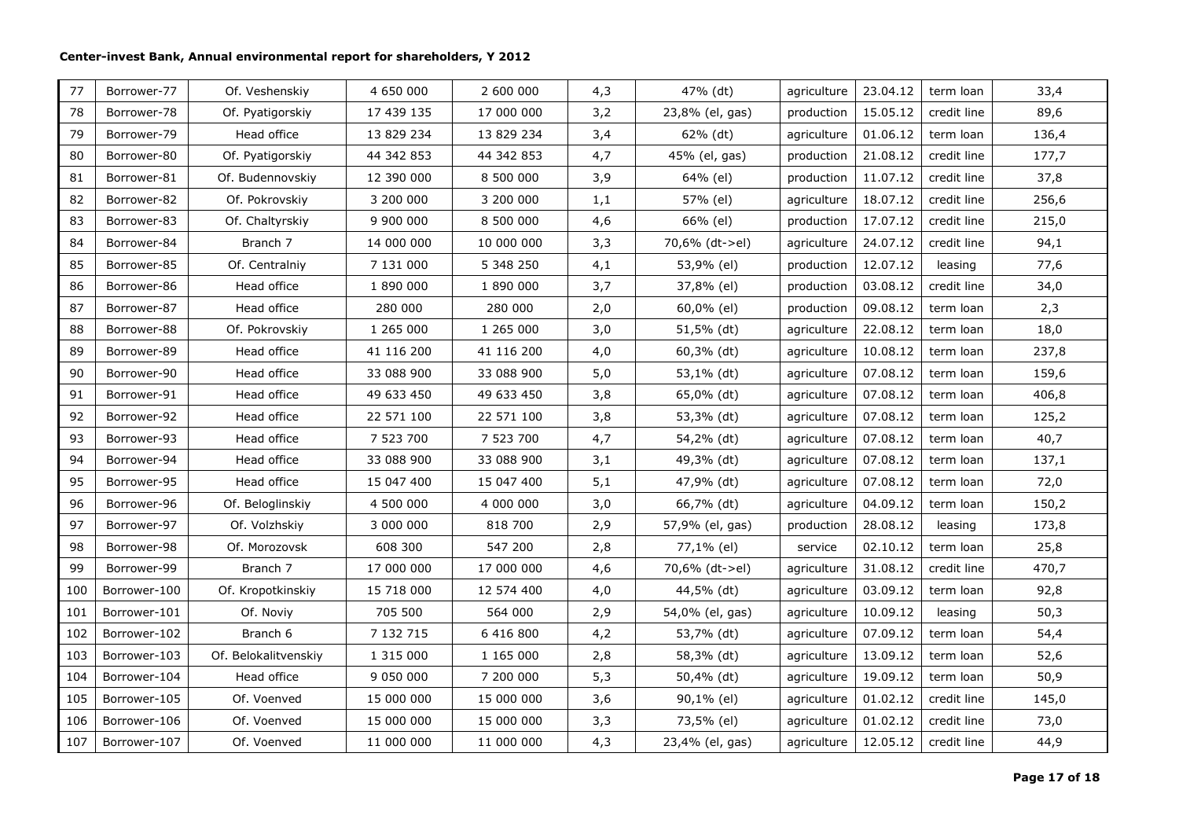| 77 | Borrower-77 | Of. Veshenskiy | 4 650 000 | 2 600 000 | 4,3 | 47% (dt) | agriculture | 23.04.12 | term loan | 33,4 |
|---|---|---|---|---|---|---|---|---|---|---|
| 78 | Borrower-78 | Of. Pyatigorskiy | 17 439 135 | 17 000 000 | 3,2 | 23,8% (el, gas) | production | 15.05.12 | credit line | 89,6 |
| 79 | Borrower-79 | Head office | 13 829 234 | 13 829 234 | 3,4 | 62% (dt) | agriculture | 01.06.12 | term loan | 136,4 |
| 80 | Borrower-80 | Of. Pyatigorskiy | 44 342 853 | 44 342 853 | 4,7 | 45% (el, gas) | production | 21.08.12 | credit line | 177,7 |
| 81 | Borrower-81 | Of. Budennovskiy | 12 390 000 | 8 500 000 | 3,9 | 64% (el) | production | 11.07.12 | credit line | 37,8 |
| 82 | Borrower-82 | Of. Pokrovskiy | 3 200 000 | 3 200 000 | 1,1 | 57% (el) | agriculture | 18.07.12 | credit line | 256,6 |
| 83 | Borrower-83 | Of. Chaltyrskiy | 9 900 000 | 8 500 000 | 4,6 | 66% (el) | production | 17.07.12 | credit line | 215,0 |
| 84 | Borrower-84 | Branch 7 | 14 000 000 | 10 000 000 | 3,3 | 70,6% (dt->el) | agriculture | 24.07.12 | credit line | 94,1 |
| 85 | Borrower-85 | Of. Centralniy | 7 131 000 | 5 348 250 | 4,1 | 53,9% (el) | production | 12.07.12 | leasing | 77,6 |
| 86 | Borrower-86 | Head office | 1 890 000 | 1 890 000 | 3,7 | 37,8% (el) | production | 03.08.12 | credit line | 34,0 |
| 87 | Borrower-87 | Head office | 280 000 | 280 000 | 2,0 | 60,0% (el) | production | 09.08.12 | term loan | 2,3 |
| 88 | Borrower-88 | Of. Pokrovskiy | 1 265 000 | 1 265 000 | 3,0 | 51,5% (dt) | agriculture | 22.08.12 | term loan | 18,0 |
| 89 | Borrower-89 | Head office | 41 116 200 | 41 116 200 | 4,0 | 60,3% (dt) | agriculture | 10.08.12 | term loan | 237,8 |
| 90 | Borrower-90 | Head office | 33 088 900 | 33 088 900 | 5,0 | 53,1% (dt) | agriculture | 07.08.12 | term loan | 159,6 |
| 91 | Borrower-91 | Head office | 49 633 450 | 49 633 450 | 3,8 | 65,0% (dt) | agriculture | 07.08.12 | term loan | 406,8 |
| 92 | Borrower-92 | Head office | 22 571 100 | 22 571 100 | 3,8 | 53,3% (dt) | agriculture | 07.08.12 | term loan | 125,2 |
| 93 | Borrower-93 | Head office | 7 523 700 | 7 523 700 | 4,7 | 54,2% (dt) | agriculture | 07.08.12 | term loan | 40,7 |
| 94 | Borrower-94 | Head office | 33 088 900 | 33 088 900 | 3,1 | 49,3% (dt) | agriculture | 07.08.12 | term loan | 137,1 |
| 95 | Borrower-95 | Head office | 15 047 400 | 15 047 400 | 5,1 | 47,9% (dt) | agriculture | 07.08.12 | term loan | 72,0 |
| 96 | Borrower-96 | Of. Beloglinskiy | 4 500 000 | 4 000 000 | 3,0 | 66,7% (dt) | agriculture | 04.09.12 | term loan | 150,2 |
| 97 | Borrower-97 | Of. Volzhskiy | 3 000 000 | 818 700 | 2,9 | 57,9% (el, gas) | production | 28.08.12 | leasing | 173,8 |
| 98 | Borrower-98 | Of. Morozovsk | 608 300 | 547 200 | 2,8 | 77,1% (el) | service | 02.10.12 | term loan | 25,8 |
| 99 | Borrower-99 | Branch 7 | 17 000 000 | 17 000 000 | 4,6 | 70,6% (dt->el) | agriculture | 31.08.12 | credit line | 470,7 |
| 100 | Borrower-100 | Of. Kropotkinskiy | 15 718 000 | 12 574 400 | 4,0 | 44,5% (dt) | agriculture | 03.09.12 | term loan | 92,8 |
| 101 | Borrower-101 | Of. Noviy | 705 500 | 564 000 | 2,9 | 54,0% (el, gas) | agriculture | 10.09.12 | leasing | 50,3 |
| 102 | Borrower-102 | Branch 6 | 7 132 715 | 6 416 800 | 4,2 | 53,7% (dt) | agriculture | 07.09.12 | term loan | 54,4 |
| 103 | Borrower-103 | Of. Belokalitvenskiy | 1 315 000 | 1 165 000 | 2,8 | 58,3% (dt) | agriculture | 13.09.12 | term loan | 52,6 |
| 104 | Borrower-104 | Head office | 9 050 000 | 7 200 000 | 5,3 | 50,4% (dt) | agriculture | 19.09.12 | term loan | 50,9 |
| 105 | Borrower-105 | Of. Voenved | 15 000 000 | 15 000 000 | 3,6 | 90,1% (el) | agriculture | 01.02.12 | credit line | 145,0 |
| 106 | Borrower-106 | Of. Voenved | 15 000 000 | 15 000 000 | 3,3 | 73,5% (el) | agriculture | 01.02.12 | credit line | 73,0 |
| 107 | Borrower-107 | Of. Voenved | 11 000 000 | 11 000 000 | 4,3 | 23,4% (el, gas) | agriculture | 12.05.12 | credit line | 44,9 |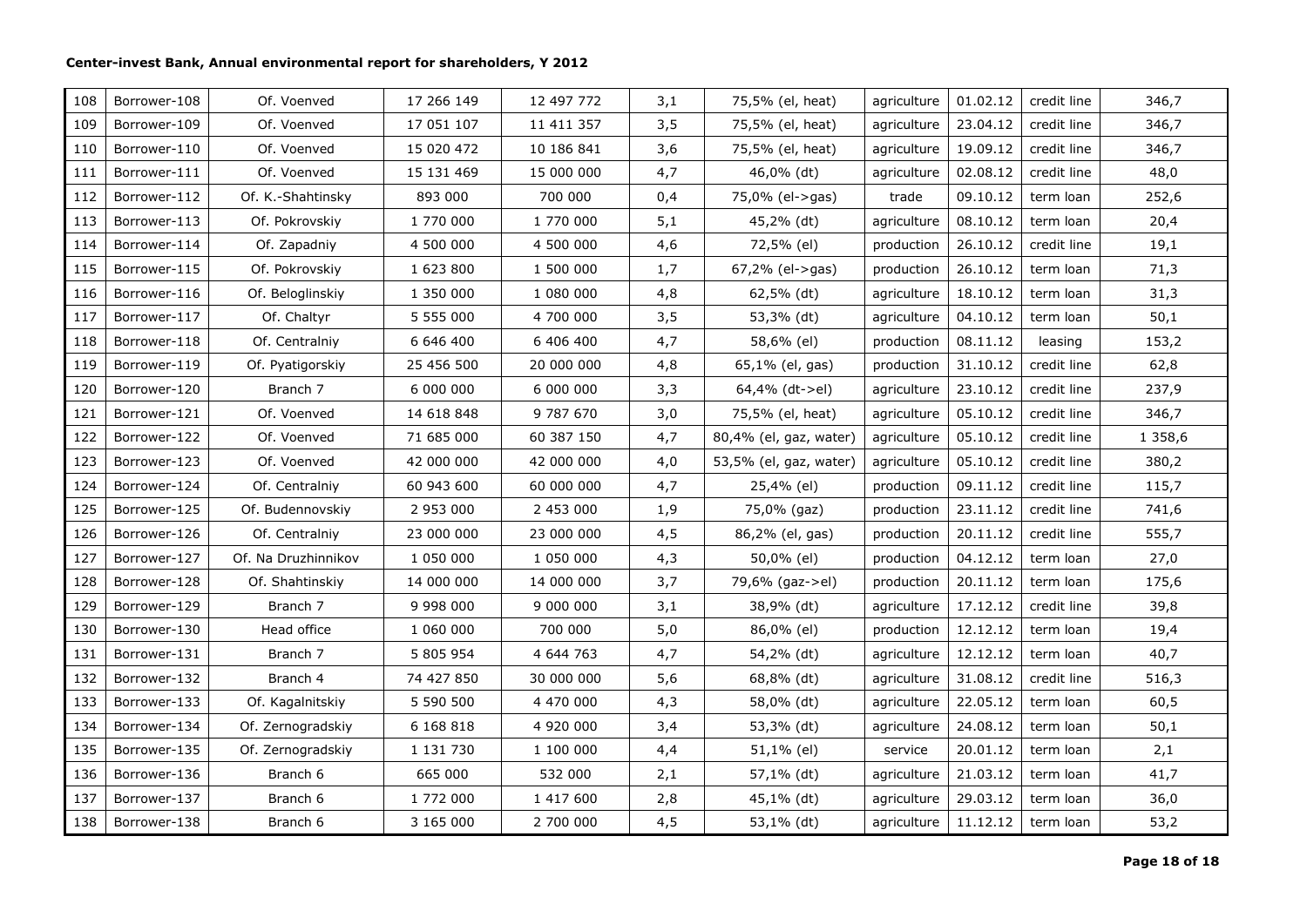| | | | | | | | | | | |
|---|---|---|---|---|---|---|---|---|---|---|
| 108 | Borrower-108 | Of. Voenved | 17 266 149 | 12 497 772 | 3,1 | 75,5% (el, heat) | agriculture | 01.02.12 | credit line | 346,7 |
| 109 | Borrower-109 | Of. Voenved | 17 051 107 | 11 411 357 | 3,5 | 75,5% (el, heat) | agriculture | 23.04.12 | credit line | 346,7 |
| 110 | Borrower-110 | Of. Voenved | 15 020 472 | 10 186 841 | 3,6 | 75,5% (el, heat) | agriculture | 19.09.12 | credit line | 346,7 |
| 111 | Borrower-111 | Of. Voenved | 15 131 469 | 15 000 000 | 4,7 | 46,0% (dt) | agriculture | 02.08.12 | credit line | 48,0 |
| 112 | Borrower-112 | Of. K.-Shahtinsky | 893 000 | 700 000 | 0,4 | 75,0% (el->gas) | trade | 09.10.12 | term loan | 252,6 |
| 113 | Borrower-113 | Of. Pokrovskiy | 1 770 000 | 1 770 000 | 5,1 | 45,2% (dt) | agriculture | 08.10.12 | term loan | 20,4 |
| 114 | Borrower-114 | Of. Zapadniy | 4 500 000 | 4 500 000 | 4,6 | 72,5% (el) | production | 26.10.12 | credit line | 19,1 |
| 115 | Borrower-115 | Of. Pokrovskiy | 1 623 800 | 1 500 000 | 1,7 | 67,2% (el->gas) | production | 26.10.12 | term loan | 71,3 |
| 116 | Borrower-116 | Of. Beloglinskiy | 1 350 000 | 1 080 000 | 4,8 | 62,5% (dt) | agriculture | 18.10.12 | term loan | 31,3 |
| 117 | Borrower-117 | Of. Chaltyr | 5 555 000 | 4 700 000 | 3,5 | 53,3% (dt) | agriculture | 04.10.12 | term loan | 50,1 |
| 118 | Borrower-118 | Of. Centralniy | 6 646 400 | 6 406 400 | 4,7 | 58,6% (el) | production | 08.11.12 | leasing | 153,2 |
| 119 | Borrower-119 | Of. Pyatigorskiy | 25 456 500 | 20 000 000 | 4,8 | 65,1% (el, gas) | production | 31.10.12 | credit line | 62,8 |
| 120 | Borrower-120 | Branch 7 | 6 000 000 | 6 000 000 | 3,3 | 64,4% (dt->el) | agriculture | 23.10.12 | credit line | 237,9 |
| 121 | Borrower-121 | Of. Voenved | 14 618 848 | 9 787 670 | 3,0 | 75,5% (el, heat) | agriculture | 05.10.12 | credit line | 346,7 |
| 122 | Borrower-122 | Of. Voenved | 71 685 000 | 60 387 150 | 4,7 | 80,4% (el, gaz, water) | agriculture | 05.10.12 | credit line | 1 358,6 |
| 123 | Borrower-123 | Of. Voenved | 42 000 000 | 42 000 000 | 4,0 | 53,5% (el, gaz, water) | agriculture | 05.10.12 | credit line | 380,2 |
| 124 | Borrower-124 | Of. Centralniy | 60 943 600 | 60 000 000 | 4,7 | 25,4% (el) | production | 09.11.12 | credit line | 115,7 |
| 125 | Borrower-125 | Of. Budennovskiy | 2 953 000 | 2 453 000 | 1,9 | 75,0% (gaz) | production | 23.11.12 | credit line | 741,6 |
| 126 | Borrower-126 | Of. Centralniy | 23 000 000 | 23 000 000 | 4,5 | 86,2% (el, gas) | production | 20.11.12 | credit line | 555,7 |
| 127 | Borrower-127 | Of. Na Druzhinnikov | 1 050 000 | 1 050 000 | 4,3 | 50,0% (el) | production | 04.12.12 | term loan | 27,0 |
| 128 | Borrower-128 | Of. Shahtinskiy | 14 000 000 | 14 000 000 | 3,7 | 79,6% (gaz->el) | production | 20.11.12 | term loan | 175,6 |
| 129 | Borrower-129 | Branch 7 | 9 998 000 | 9 000 000 | 3,1 | 38,9% (dt) | agriculture | 17.12.12 | credit line | 39,8 |
| 130 | Borrower-130 | Head office | 1 060 000 | 700 000 | 5,0 | 86,0% (el) | production | 12.12.12 | term loan | 19,4 |
| 131 | Borrower-131 | Branch 7 | 5 805 954 | 4 644 763 | 4,7 | 54,2% (dt) | agriculture | 12.12.12 | term loan | 40,7 |
| 132 | Borrower-132 | Branch 4 | 74 427 850 | 30 000 000 | 5,6 | 68,8% (dt) | agriculture | 31.08.12 | credit line | 516,3 |
| 133 | Borrower-133 | Of. Kagalnitskiy | 5 590 500 | 4 470 000 | 4,3 | 58,0% (dt) | agriculture | 22.05.12 | term loan | 60,5 |
| 134 | Borrower-134 | Of. Zernogradskiy | 6 168 818 | 4 920 000 | 3,4 | 53,3% (dt) | agriculture | 24.08.12 | term loan | 50,1 |
| 135 | Borrower-135 | Of. Zernogradskiy | 1 131 730 | 1 100 000 | 4,4 | 51,1% (el) | service | 20.01.12 | term loan | 2,1 |
| 136 | Borrower-136 | Branch 6 | 665 000 | 532 000 | 2,1 | 57,1% (dt) | agriculture | 21.03.12 | term loan | 41,7 |
| 137 | Borrower-137 | Branch 6 | 1 772 000 | 1 417 600 | 2,8 | 45,1% (dt) | agriculture | 29.03.12 | term loan | 36,0 |
| 138 | Borrower-138 | Branch 6 | 3 165 000 | 2 700 000 | 4,5 | 53,1% (dt) | agriculture | 11.12.12 | term loan | 53,2 |